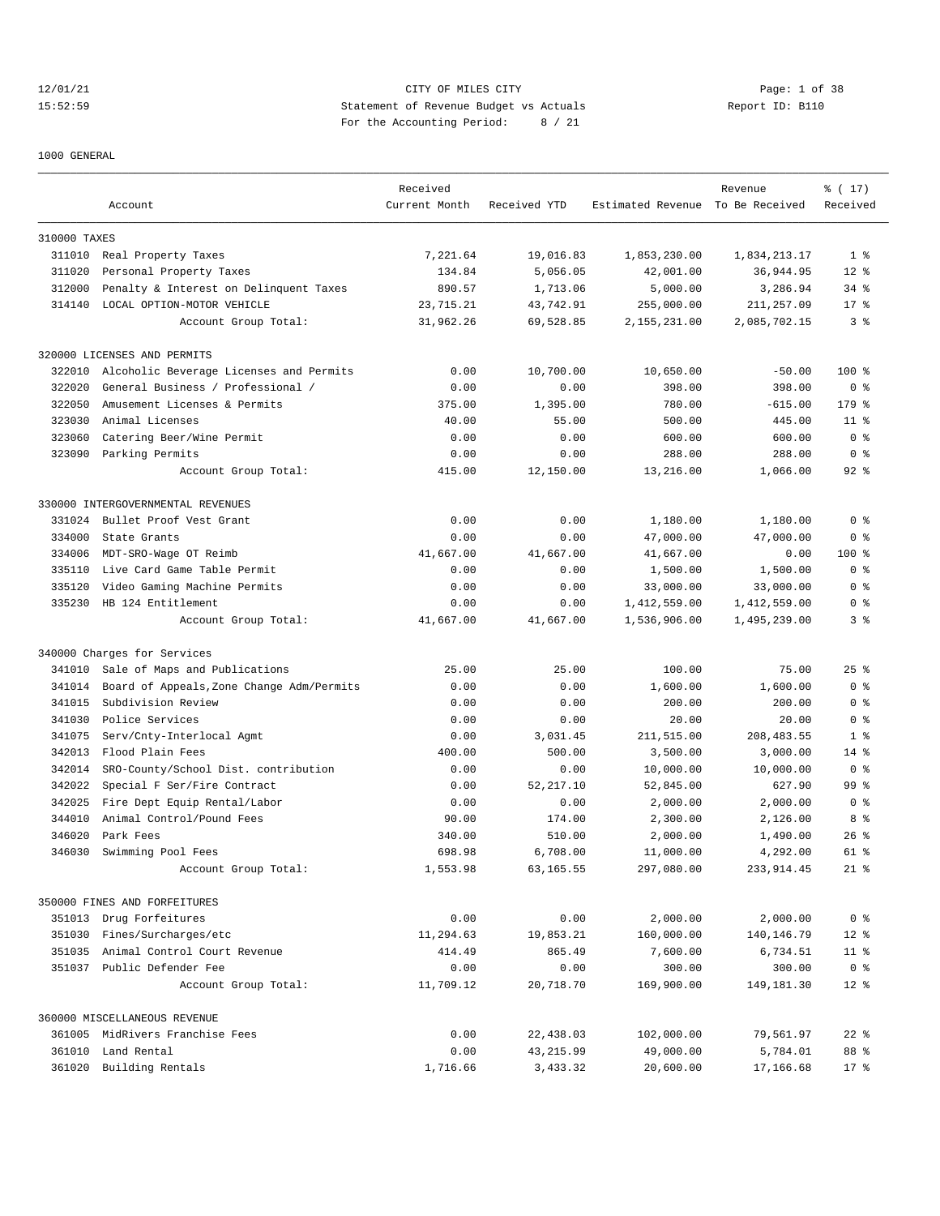12/01/21 CITY OF MILES CITY
15:52:59 Statement of Revenue Budget vs Actuals Report ID: B110
For the Accounting Period: 8 / 21

1000 GENERAL

| | Account | Received Current Month | Received YTD | Estimated Revenue | Revenue To Be Received | % ( 17) Received |
|---|---|---|---|---|---|---|
| **310000 TAXES** | | | | | | |
| 311010 | Real Property Taxes | 7,221.64 | 19,016.83 | 1,853,230.00 | 1,834,213.17 | 1 % |
| 311020 | Personal Property Taxes | 134.84 | 5,056.05 | 42,001.00 | 36,944.95 | 12 % |
| 312000 | Penalty & Interest on Delinquent Taxes | 890.57 | 1,713.06 | 5,000.00 | 3,286.94 | 34 % |
| 314140 | LOCAL OPTION-MOTOR VEHICLE | 23,715.21 | 43,742.91 | 255,000.00 | 211,257.09 | 17 % |
| | Account Group Total: | 31,962.26 | 69,528.85 | 2,155,231.00 | 2,085,702.15 | 3 % |
| **320000 LICENSES AND PERMITS** | | | | | | |
| 322010 | Alcoholic Beverage Licenses and Permits | 0.00 | 10,700.00 | 10,650.00 | -50.00 | 100 % |
| 322020 | General Business / Professional / | 0.00 | 0.00 | 398.00 | 398.00 | 0 % |
| 322050 | Amusement Licenses & Permits | 375.00 | 1,395.00 | 780.00 | -615.00 | 179 % |
| 323030 | Animal Licenses | 40.00 | 55.00 | 500.00 | 445.00 | 11 % |
| 323060 | Catering Beer/Wine Permit | 0.00 | 0.00 | 600.00 | 600.00 | 0 % |
| 323090 | Parking Permits | 0.00 | 0.00 | 288.00 | 288.00 | 0 % |
| | Account Group Total: | 415.00 | 12,150.00 | 13,216.00 | 1,066.00 | 92 % |
| **330000 INTERGOVERNMENTAL REVENUES** | | | | | | |
| 331024 | Bullet Proof Vest Grant | 0.00 | 0.00 | 1,180.00 | 1,180.00 | 0 % |
| 334000 | State Grants | 0.00 | 0.00 | 47,000.00 | 47,000.00 | 0 % |
| 334006 | MDT-SRO-Wage OT Reimb | 41,667.00 | 41,667.00 | 41,667.00 | 0.00 | 100 % |
| 335110 | Live Card Game Table Permit | 0.00 | 0.00 | 1,500.00 | 1,500.00 | 0 % |
| 335120 | Video Gaming Machine Permits | 0.00 | 0.00 | 33,000.00 | 33,000.00 | 0 % |
| 335230 | HB 124 Entitlement | 0.00 | 0.00 | 1,412,559.00 | 1,412,559.00 | 0 % |
| | Account Group Total: | 41,667.00 | 41,667.00 | 1,536,906.00 | 1,495,239.00 | 3 % |
| **340000 Charges for Services** | | | | | | |
| 341010 | Sale of Maps and Publications | 25.00 | 25.00 | 100.00 | 75.00 | 25 % |
| 341014 | Board of Appeals,Zone Change Adm/Permits | 0.00 | 0.00 | 1,600.00 | 1,600.00 | 0 % |
| 341015 | Subdivision Review | 0.00 | 0.00 | 200.00 | 200.00 | 0 % |
| 341030 | Police Services | 0.00 | 0.00 | 20.00 | 20.00 | 0 % |
| 341075 | Serv/Cnty-Interlocal Agmt | 0.00 | 3,031.45 | 211,515.00 | 208,483.55 | 1 % |
| 342013 | Flood Plain Fees | 400.00 | 500.00 | 3,500.00 | 3,000.00 | 14 % |
| 342014 | SRO-County/School Dist. contribution | 0.00 | 0.00 | 10,000.00 | 10,000.00 | 0 % |
| 342022 | Special F Ser/Fire Contract | 0.00 | 52,217.10 | 52,845.00 | 627.90 | 99 % |
| 342025 | Fire Dept Equip Rental/Labor | 0.00 | 0.00 | 2,000.00 | 2,000.00 | 0 % |
| 344010 | Animal Control/Pound Fees | 90.00 | 174.00 | 2,300.00 | 2,126.00 | 8 % |
| 346020 | Park Fees | 340.00 | 510.00 | 2,000.00 | 1,490.00 | 26 % |
| 346030 | Swimming Pool Fees | 698.98 | 6,708.00 | 11,000.00 | 4,292.00 | 61 % |
| | Account Group Total: | 1,553.98 | 63,165.55 | 297,080.00 | 233,914.45 | 21 % |
| **350000 FINES AND FORFEITURES** | | | | | | |
| 351013 | Drug Forfeitures | 0.00 | 0.00 | 2,000.00 | 2,000.00 | 0 % |
| 351030 | Fines/Surcharges/etc | 11,294.63 | 19,853.21 | 160,000.00 | 140,146.79 | 12 % |
| 351035 | Animal Control Court Revenue | 414.49 | 865.49 | 7,600.00 | 6,734.51 | 11 % |
| 351037 | Public Defender Fee | 0.00 | 0.00 | 300.00 | 300.00 | 0 % |
| | Account Group Total: | 11,709.12 | 20,718.70 | 169,900.00 | 149,181.30 | 12 % |
| **360000 MISCELLANEOUS REVENUE** | | | | | | |
| 361005 | MidRivers Franchise Fees | 0.00 | 22,438.03 | 102,000.00 | 79,561.97 | 22 % |
| 361010 | Land Rental | 0.00 | 43,215.99 | 49,000.00 | 5,784.01 | 88 % |
| 361020 | Building Rentals | 1,716.66 | 3,433.32 | 20,600.00 | 17,166.68 | 17 % |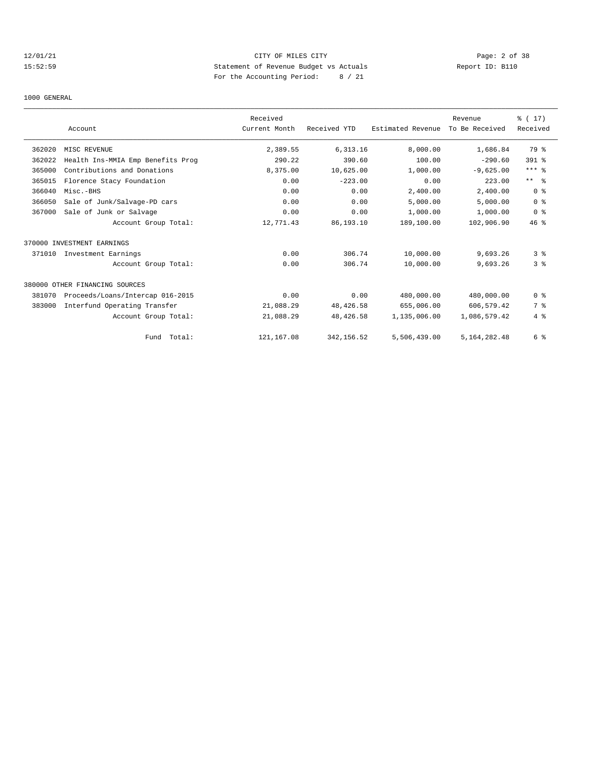12/01/21 CITY OF MILES CITY
15:52:59 Statement of Revenue Budget vs Actuals Report ID: B110
For the Accounting Period: 8 / 21

1000 GENERAL

| | Account | Received Current Month | Received YTD | Estimated Revenue | Revenue To Be Received | % ( 17) Received |
|---|---|---|---|---|---|---|
| 362020 | MISC REVENUE | 2,389.55 | 6,313.16 | 8,000.00 | 1,686.84 | 79 % |
| 362022 | Health Ins-MMIA Emp Benefits Prog | 290.22 | 390.60 | 100.00 | -290.60 | 391 % |
| 365000 | Contributions and Donations | 8,375.00 | 10,625.00 | 1,000.00 | -9,625.00 | *** % |
| 365015 | Florence Stacy Foundation | 0.00 | -223.00 | 0.00 | 223.00 | ** % |
| 366040 | Misc.-BHS | 0.00 | 0.00 | 2,400.00 | 2,400.00 | 0 % |
| 366050 | Sale of Junk/Salvage-PD cars | 0.00 | 0.00 | 5,000.00 | 5,000.00 | 0 % |
| 367000 | Sale of Junk or Salvage | 0.00 | 0.00 | 1,000.00 | 1,000.00 | 0 % |
| | Account Group Total: | 12,771.43 | 86,193.10 | 189,100.00 | 102,906.90 | 46 % |
| 370000 INVESTMENT EARNINGS | | | | | | |
| 371010 | Investment Earnings | 0.00 | 306.74 | 10,000.00 | 9,693.26 | 3 % |
| | Account Group Total: | 0.00 | 306.74 | 10,000.00 | 9,693.26 | 3 % |
| 380000 OTHER FINANCING SOURCES | | | | | | |
| 381070 | Proceeds/Loans/Intercap 016-2015 | 0.00 | 0.00 | 480,000.00 | 480,000.00 | 0 % |
| 383000 | Interfund Operating Transfer | 21,088.29 | 48,426.58 | 655,006.00 | 606,579.42 | 7 % |
| | Account Group Total: | 21,088.29 | 48,426.58 | 1,135,006.00 | 1,086,579.42 | 4 % |
| | Fund Total: | 121,167.08 | 342,156.52 | 5,506,439.00 | 5,164,282.48 | 6 % |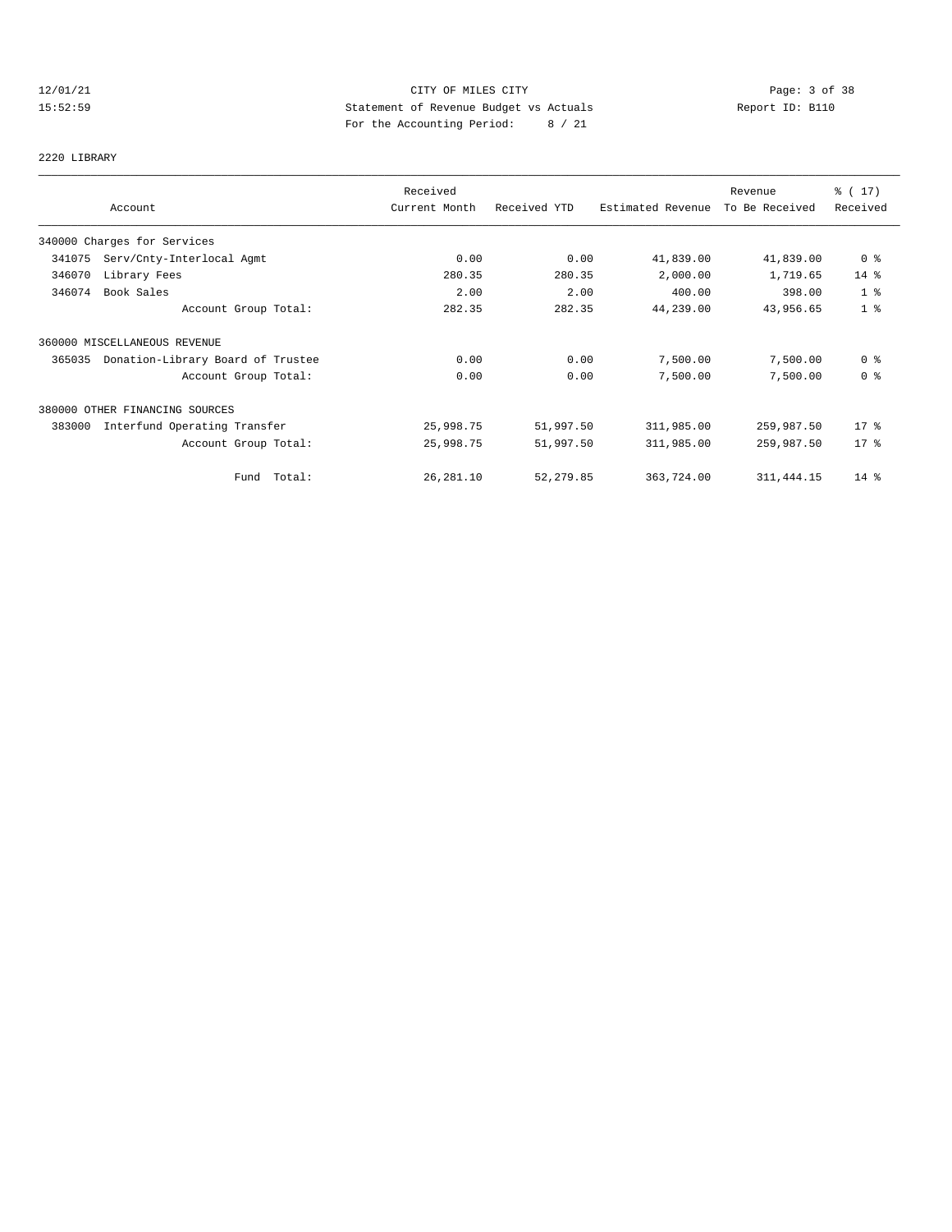12/01/21 CITY OF MILES CITY
15:52:59 Statement of Revenue Budget vs Actuals Report ID: B110
For the Accounting Period: 8 / 21

2220 LIBRARY

| Account | Received Current Month | Received YTD | Estimated Revenue | Revenue To Be Received | % ( 17) Received |
|---|---|---|---|---|---|
| 340000 Charges for Services | | | | | |
| 341075 Serv/Cnty-Interlocal Agmt | 0.00 | 0.00 | 41,839.00 | 41,839.00 | 0 % |
| 346070 Library Fees | 280.35 | 280.35 | 2,000.00 | 1,719.65 | 14 % |
| 346074 Book Sales | 2.00 | 2.00 | 400.00 | 398.00 | 1 % |
| Account Group Total: | 282.35 | 282.35 | 44,239.00 | 43,956.65 | 1 % |
| 360000 MISCELLANEOUS REVENUE | | | | | |
| 365035 Donation-Library Board of Trustee | 0.00 | 0.00 | 7,500.00 | 7,500.00 | 0 % |
| Account Group Total: | 0.00 | 0.00 | 7,500.00 | 7,500.00 | 0 % |
| 380000 OTHER FINANCING SOURCES | | | | | |
| 383000 Interfund Operating Transfer | 25,998.75 | 51,997.50 | 311,985.00 | 259,987.50 | 17 % |
| Account Group Total: | 25,998.75 | 51,997.50 | 311,985.00 | 259,987.50 | 17 % |
| Fund Total: | 26,281.10 | 52,279.85 | 363,724.00 | 311,444.15 | 14 % |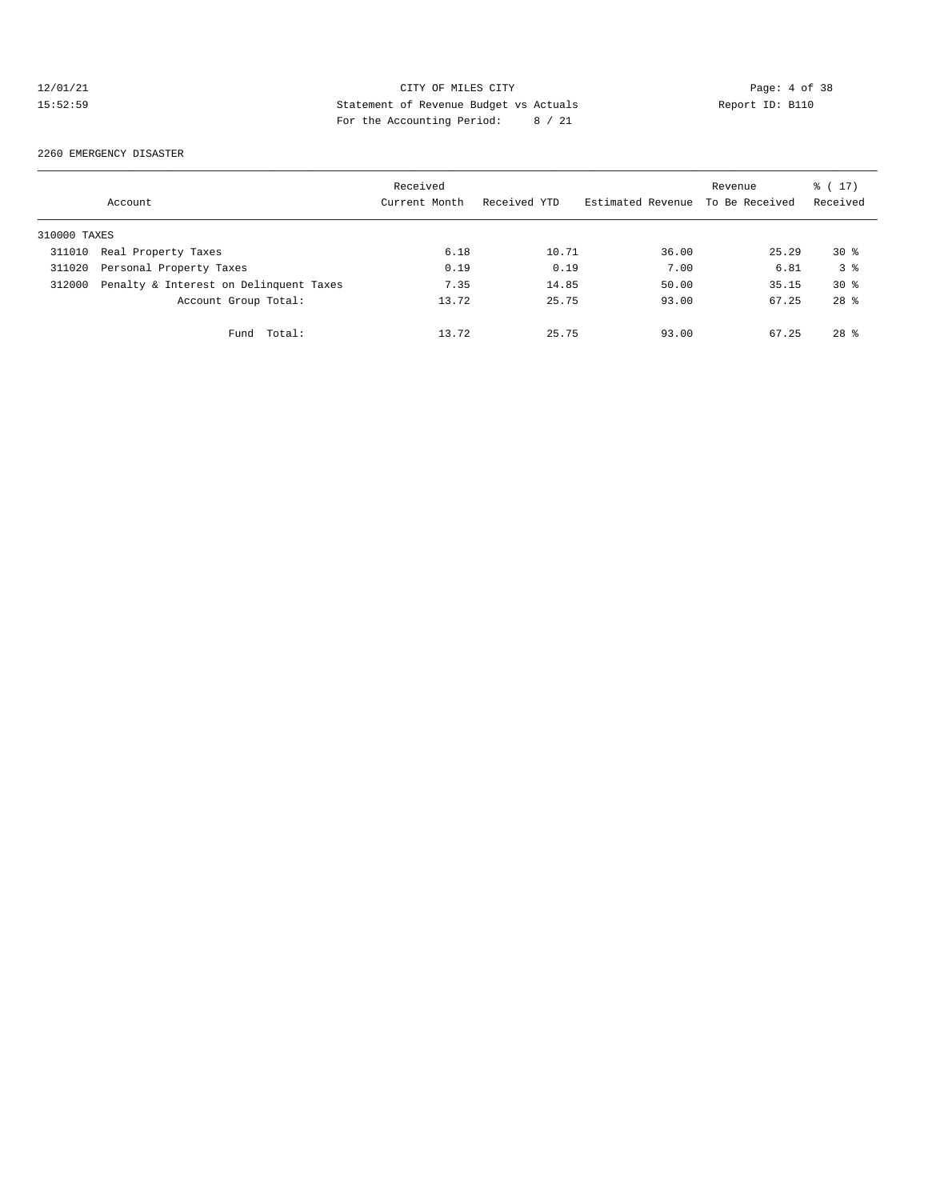CITY OF MILES CITY
Statement of Revenue Budget vs Actuals
For the Accounting Period: 8 / 21

12/01/21
15:52:59

Report ID: B110

## 2260 EMERGENCY DISASTER

| Account | | Received Current Month | Received YTD | Estimated Revenue | Revenue To Be Received | % ( 17) Received |
|---|---|---|---|---|---|---|
| 310000 TAXES | | | | | | |
| 311010 | Real Property Taxes | 6.18 | 10.71 | 36.00 | 25.29 | 30 % |
| 311020 | Personal Property Taxes | 0.19 | 0.19 | 7.00 | 6.81 | 3 % |
| 312000 | Penalty & Interest on Delinquent Taxes | 7.35 | 14.85 | 50.00 | 35.15 | 30 % |
| | Account Group Total: | 13.72 | 25.75 | 93.00 | 67.25 | 28 % |
| | Fund Total: | 13.72 | 25.75 | 93.00 | 67.25 | 28 % |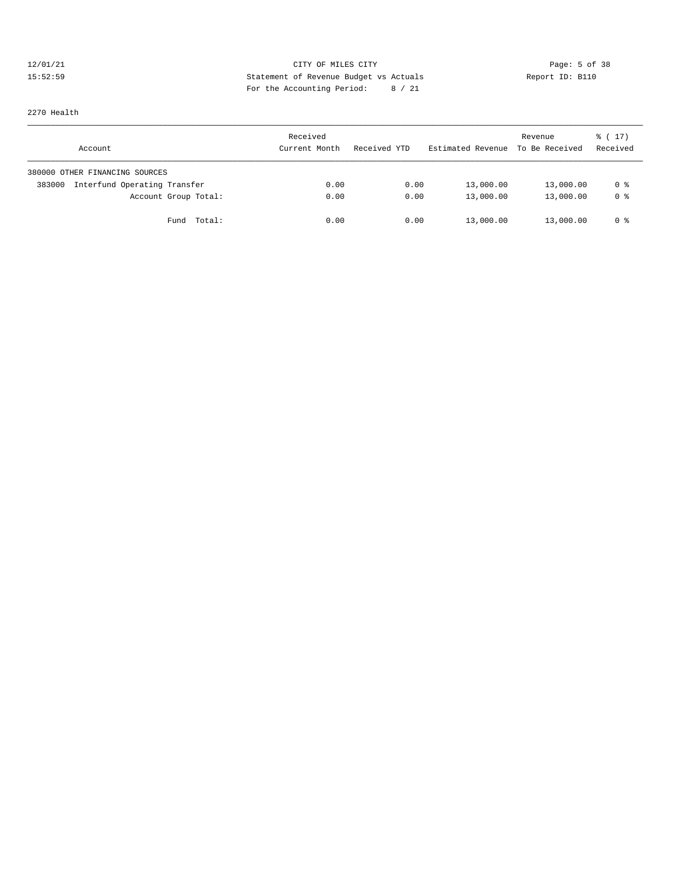12/01/21 CITY OF MILES CITY
15:52:59 Statement of Revenue Budget vs Actuals Report ID: B110
For the Accounting Period: 8 / 21

2270 Health

| Account | Received Current Month | Received YTD | Estimated Revenue | Revenue To Be Received | % ( 17) Received |
|---|---|---|---|---|---|
| 380000 OTHER FINANCING SOURCES | | | | | |
| 383000 Interfund Operating Transfer | 0.00 | 0.00 | 13,000.00 | 13,000.00 | 0 % |
| Account Group Total: | 0.00 | 0.00 | 13,000.00 | 13,000.00 | 0 % |
| Fund Total: | 0.00 | 0.00 | 13,000.00 | 13,000.00 | 0 % |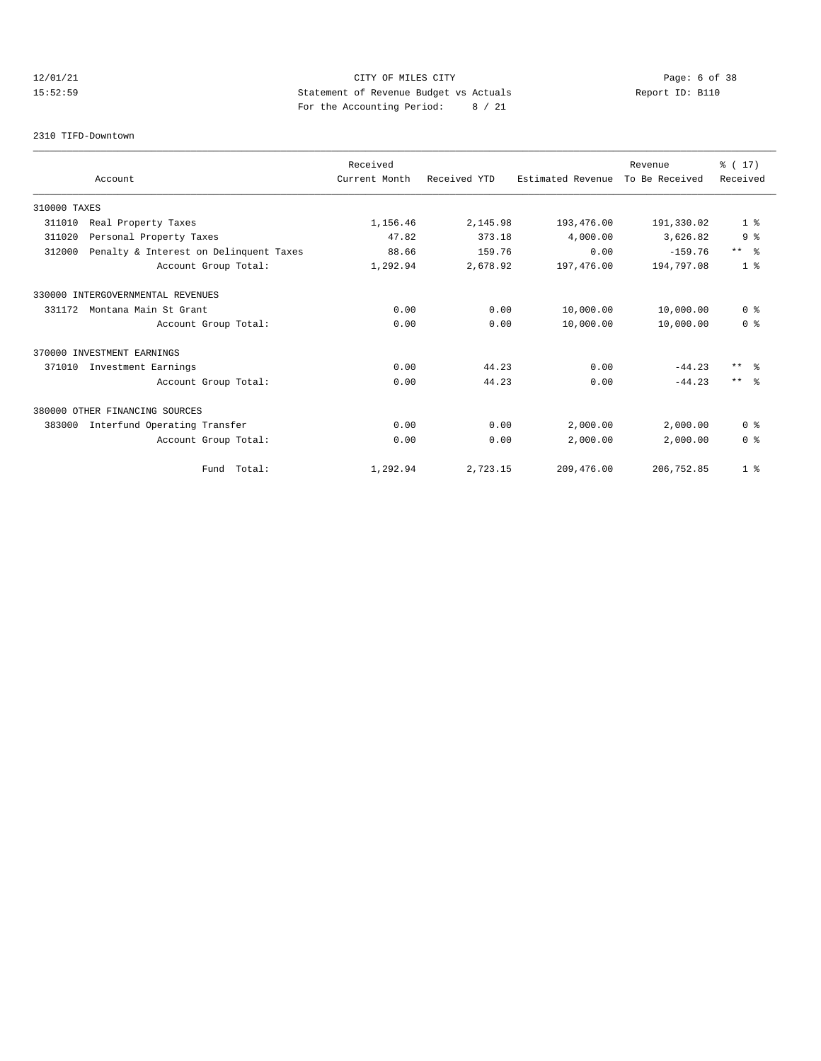CITY OF MILES CITY
Statement of Revenue Budget vs Actuals
For the Accounting Period: 8 / 21

12/01/21
15:52:59

Report ID: B110

2310 TIFD-Downtown

| Account | Received Current Month | Received YTD | Estimated Revenue | Revenue To Be Received | % ( 17) Received |
|---|---|---|---|---|---|
| **310000 TAXES** | | | | | |
| 311010 Real Property Taxes | 1,156.46 | 2,145.98 | 193,476.00 | 191,330.02 | 1 % |
| 311020 Personal Property Taxes | 47.82 | 373.18 | 4,000.00 | 3,626.82 | 9 % |
| 312000 Penalty & Interest on Delinquent Taxes | 88.66 | 159.76 | 0.00 | -159.76 | ** % |
| Account Group Total: | 1,292.94 | 2,678.92 | 197,476.00 | 194,797.08 | 1 % |
| **330000 INTERGOVERNMENTAL REVENUES** | | | | | |
| 331172 Montana Main St Grant | 0.00 | 0.00 | 10,000.00 | 10,000.00 | 0 % |
| Account Group Total: | 0.00 | 0.00 | 10,000.00 | 10,000.00 | 0 % |
| **370000 INVESTMENT EARNINGS** | | | | | |
| 371010 Investment Earnings | 0.00 | 44.23 | 0.00 | -44.23 | ** % |
| Account Group Total: | 0.00 | 44.23 | 0.00 | -44.23 | ** % |
| **380000 OTHER FINANCING SOURCES** | | | | | |
| 383000 Interfund Operating Transfer | 0.00 | 0.00 | 2,000.00 | 2,000.00 | 0 % |
| Account Group Total: | 0.00 | 0.00 | 2,000.00 | 2,000.00 | 0 % |
| Fund Total: | 1,292.94 | 2,723.15 | 209,476.00 | 206,752.85 | 1 % |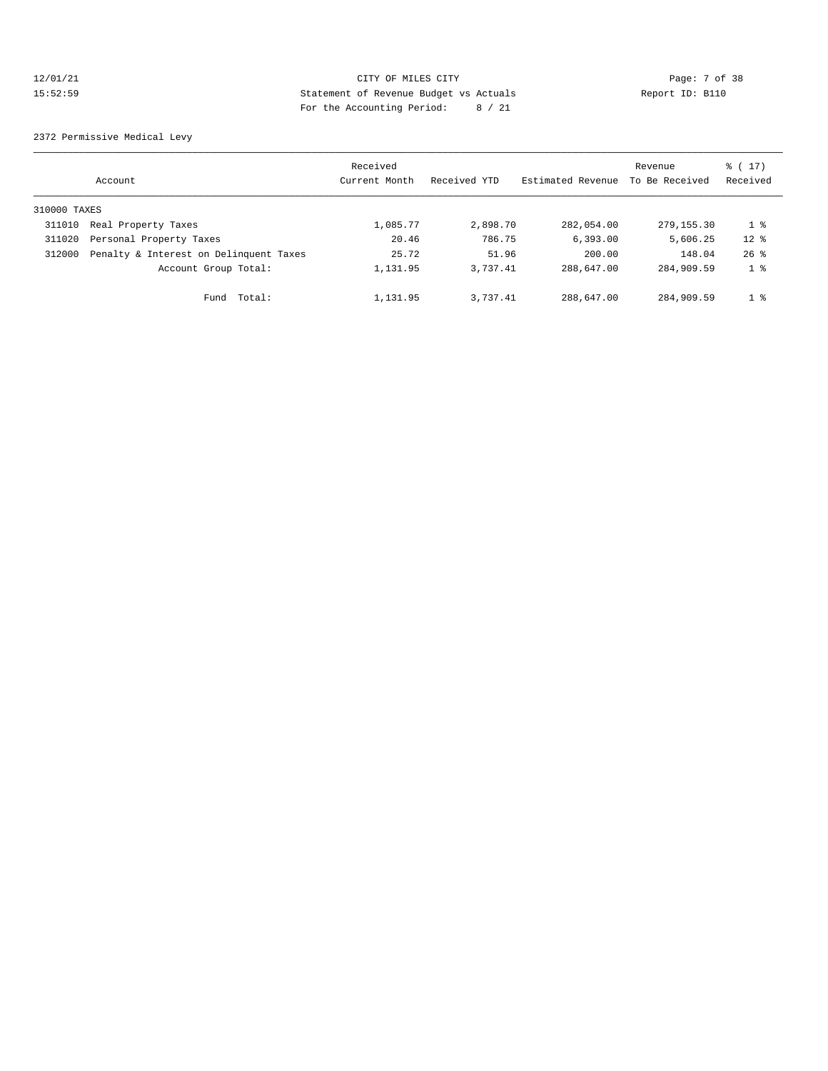CITY OF MILES CITY
Statement of Revenue Budget vs Actuals
For the Accounting Period: 8 / 21

12/01/21
15:52:59

Report ID: B110

2372 Permissive Medical Levy

| Account | | Received Current Month | Received YTD | Estimated Revenue | Revenue To Be Received | % ( 17) Received |
|---|---|---|---|---|---|---|
| 310000 TAXES | | | | | | |
| 311010 | Real Property Taxes | 1,085.77 | 2,898.70 | 282,054.00 | 279,155.30 | 1 % |
| 311020 | Personal Property Taxes | 20.46 | 786.75 | 6,393.00 | 5,606.25 | 12 % |
| 312000 | Penalty & Interest on Delinquent Taxes | 25.72 | 51.96 | 200.00 | 148.04 | 26 % |
| | Account Group Total: | 1,131.95 | 3,737.41 | 288,647.00 | 284,909.59 | 1 % |
| | Fund Total: | 1,131.95 | 3,737.41 | 288,647.00 | 284,909.59 | 1 % |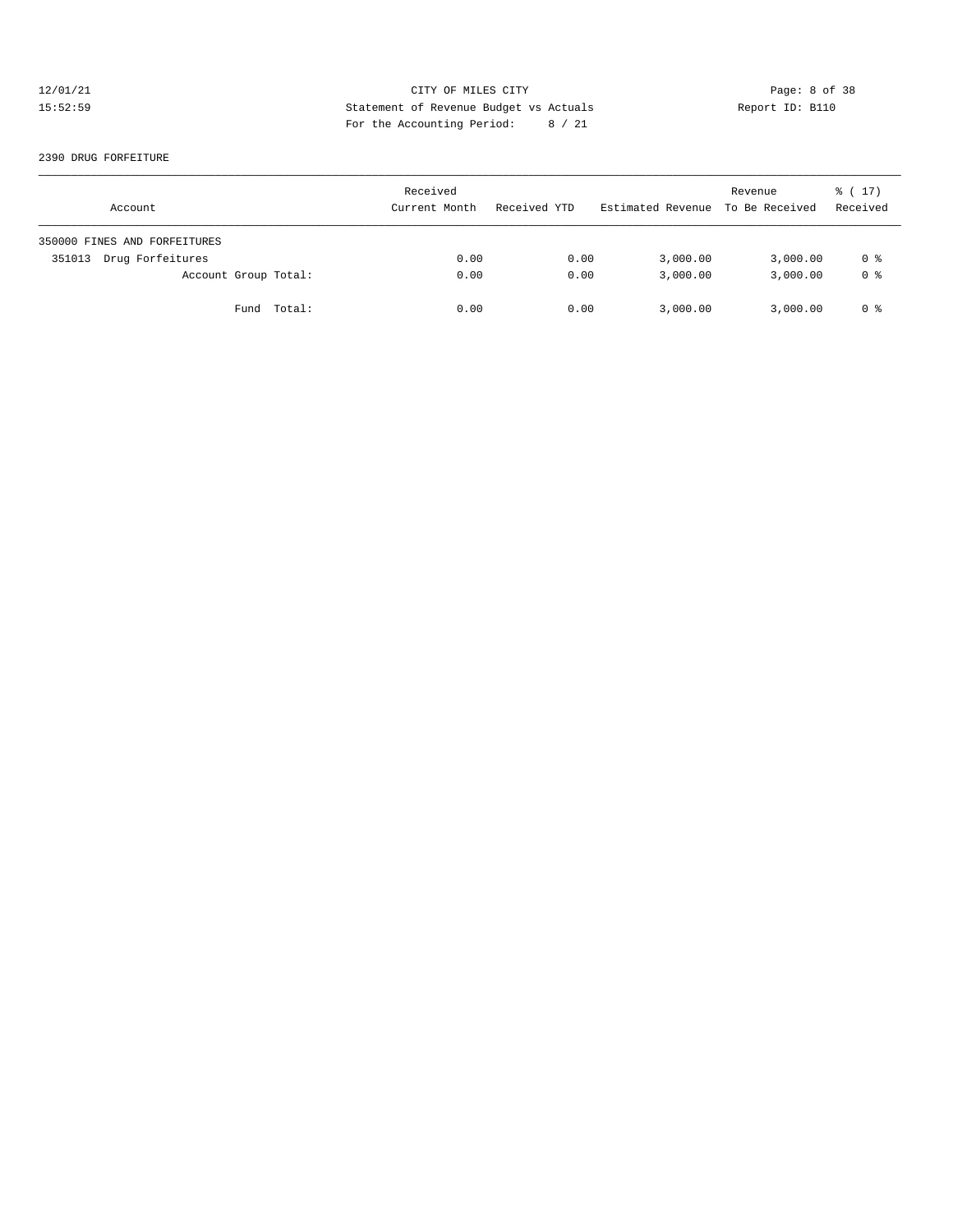CITY OF MILES CITY
Statement of Revenue Budget vs Actuals
For the Accounting Period: 8 / 21

12/01/21
15:52:59

Report ID: B110

2390 DRUG FORFEITURE

| Account | Received Current Month | Received YTD | Estimated Revenue | Revenue To Be Received | % ( 17) Received |
|---|---|---|---|---|---|
| 350000 FINES AND FORFEITURES | | | | | |
| 351013 Drug Forfeitures | 0.00 | 0.00 | 3,000.00 | 3,000.00 | 0 % |
| Account Group Total: | 0.00 | 0.00 | 3,000.00 | 3,000.00 | 0 % |
| Fund Total: | 0.00 | 0.00 | 3,000.00 | 3,000.00 | 0 % |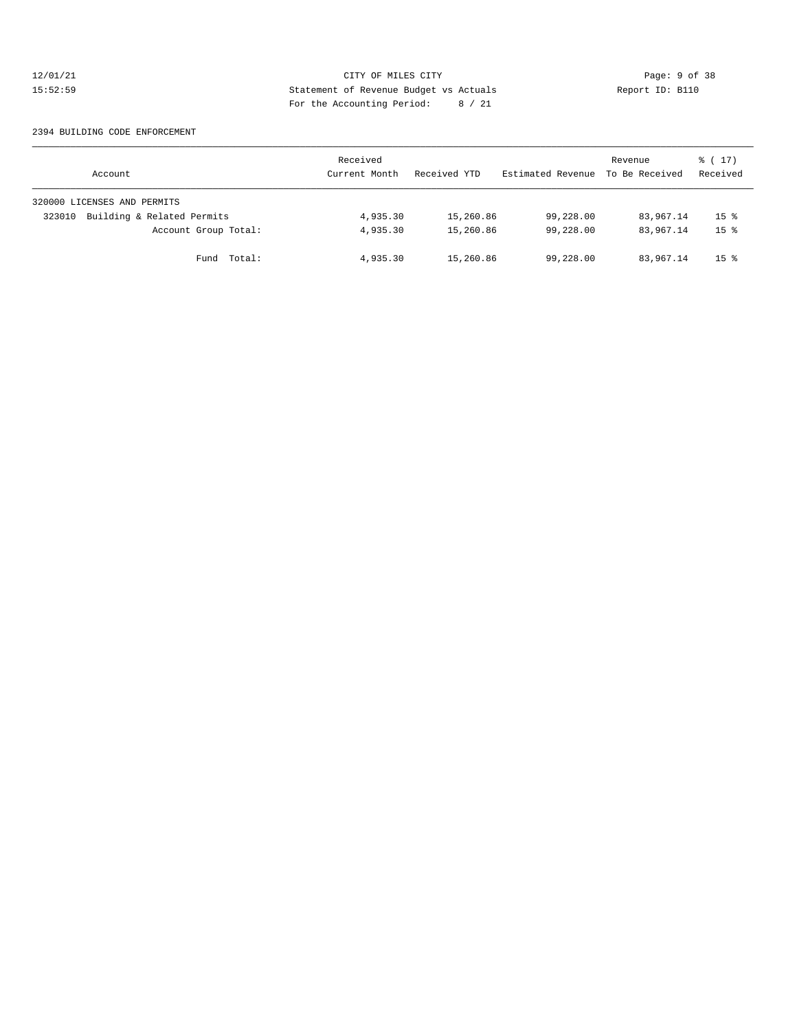CITY OF MILES CITY
Statement of Revenue Budget vs Actuals
For the Accounting Period: 8 / 21

12/01/21
15:52:59

Report ID: B110

2394 BUILDING CODE ENFORCEMENT

| Account | Received Current Month | Received YTD | Estimated Revenue | Revenue To Be Received | % ( 17) Received |
|---|---|---|---|---|---|
| 320000 LICENSES AND PERMITS | | | | | |
| 323010 Building & Related Permits | 4,935.30 | 15,260.86 | 99,228.00 | 83,967.14 | 15 % |
| Account Group Total: | 4,935.30 | 15,260.86 | 99,228.00 | 83,967.14 | 15 % |
| Fund Total: | 4,935.30 | 15,260.86 | 99,228.00 | 83,967.14 | 15 % |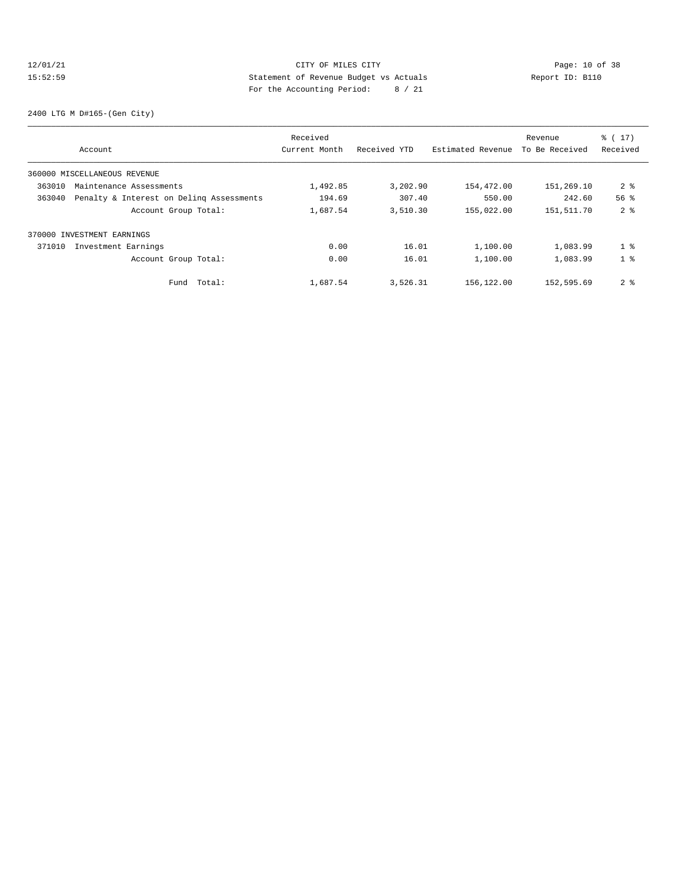CITY OF MILES CITY

Statement of Revenue Budget vs Actuals

For the Accounting Period: 8 / 21

12/01/21 15:52:59

Report ID: B110

2400 LTG M D#165-(Gen City)

| Account | Received Current Month | Received YTD | Estimated Revenue | Revenue To Be Received | % ( 17) Received |
|---|---|---|---|---|---|
| 360000 MISCELLANEOUS REVENUE | | | | | |
| 363010 Maintenance Assessments | 1,492.85 | 3,202.90 | 154,472.00 | 151,269.10 | 2 % |
| 363040 Penalty & Interest on Delinq Assessments | 194.69 | 307.40 | 550.00 | 242.60 | 56 % |
| Account Group Total: | 1,687.54 | 3,510.30 | 155,022.00 | 151,511.70 | 2 % |
| 370000 INVESTMENT EARNINGS | | | | | |
| 371010 Investment Earnings | 0.00 | 16.01 | 1,100.00 | 1,083.99 | 1 % |
| Account Group Total: | 0.00 | 16.01 | 1,100.00 | 1,083.99 | 1 % |
| Fund Total: | 1,687.54 | 3,526.31 | 156,122.00 | 152,595.69 | 2 % |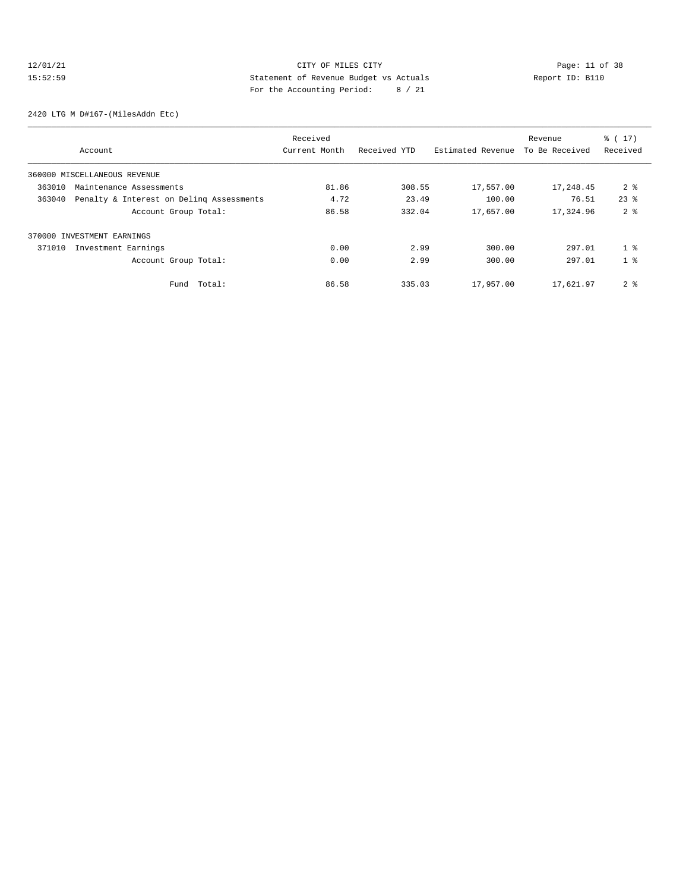12/01/21 CITY OF MILES CITY
15:52:59 Statement of Revenue Budget vs Actuals Report ID: B110
For the Accounting Period: 8 / 21

2420 LTG M D#167-(MilesAddn Etc)

| Account | Received Current Month | Received YTD | Estimated Revenue | Revenue To Be Received | % ( 17) Received |
|---|---|---|---|---|---|
| 360000 MISCELLANEOUS REVENUE | | | | | |
| 363010 Maintenance Assessments | 81.86 | 308.55 | 17,557.00 | 17,248.45 | 2 % |
| 363040 Penalty & Interest on Delinq Assessments | 4.72 | 23.49 | 100.00 | 76.51 | 23 % |
| Account Group Total: | 86.58 | 332.04 | 17,657.00 | 17,324.96 | 2 % |
| 370000 INVESTMENT EARNINGS | | | | | |
| 371010 Investment Earnings | 0.00 | 2.99 | 300.00 | 297.01 | 1 % |
| Account Group Total: | 0.00 | 2.99 | 300.00 | 297.01 | 1 % |
| Fund Total: | 86.58 | 335.03 | 17,957.00 | 17,621.97 | 2 % |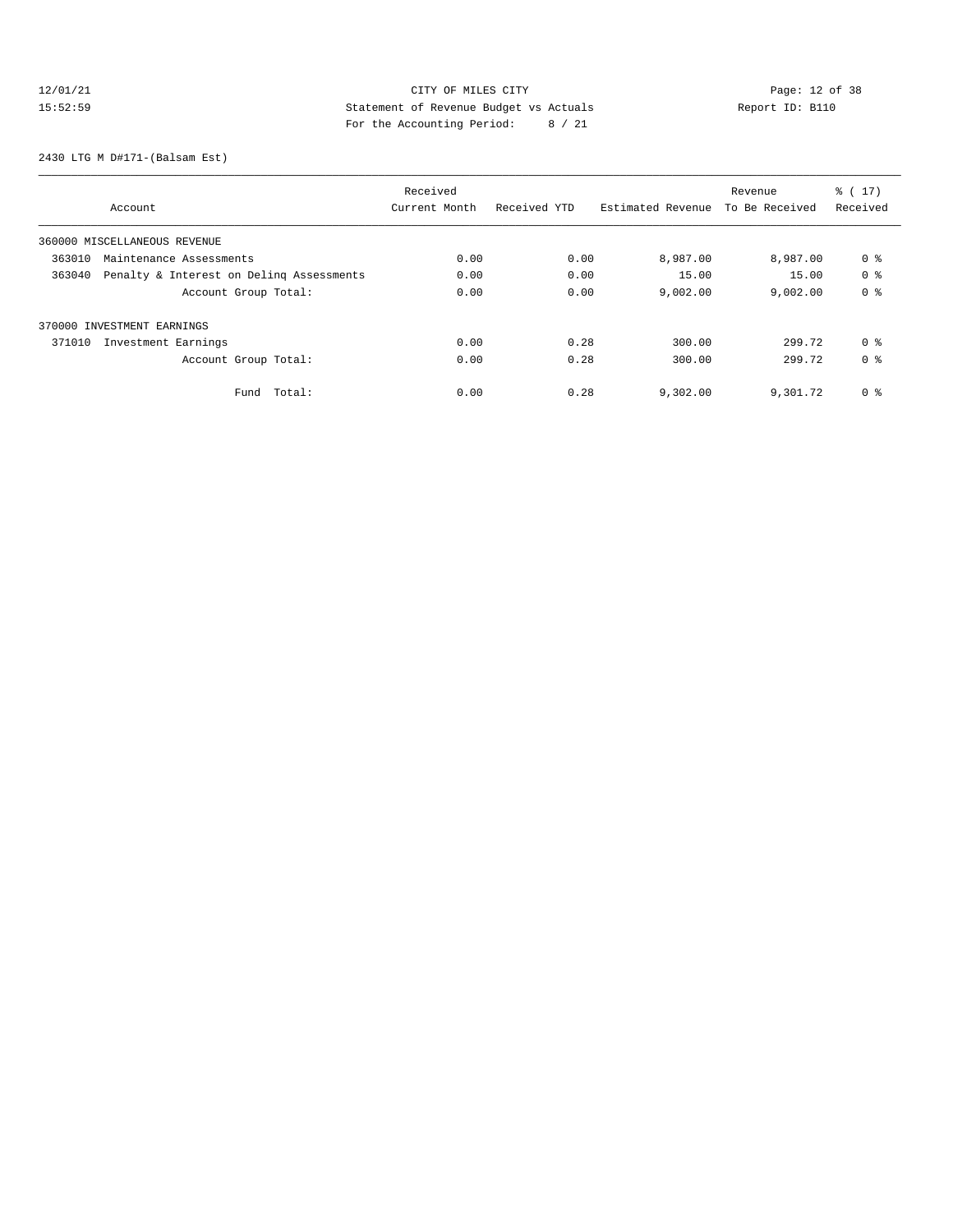CITY OF MILES CITY
Statement of Revenue Budget vs Actuals
For the Accounting Period: 8 / 21

12/01/21 15:52:59 Report ID: B110

2430 LTG M D#171-(Balsam Est)

| Account | Received Current Month | Received YTD | Estimated Revenue | Revenue To Be Received | % ( 17) Received |
|---|---|---|---|---|---|
| 360000 MISCELLANEOUS REVENUE | | | | | |
| 363010 Maintenance Assessments | 0.00 | 0.00 | 8,987.00 | 8,987.00 | 0 % |
| 363040 Penalty & Interest on Delinq Assessments | 0.00 | 0.00 | 15.00 | 15.00 | 0 % |
| Account Group Total: | 0.00 | 0.00 | 9,002.00 | 9,002.00 | 0 % |
| 370000 INVESTMENT EARNINGS | | | | | |
| 371010 Investment Earnings | 0.00 | 0.28 | 300.00 | 299.72 | 0 % |
| Account Group Total: | 0.00 | 0.28 | 300.00 | 299.72 | 0 % |
| Fund Total: | 0.00 | 0.28 | 9,302.00 | 9,301.72 | 0 % |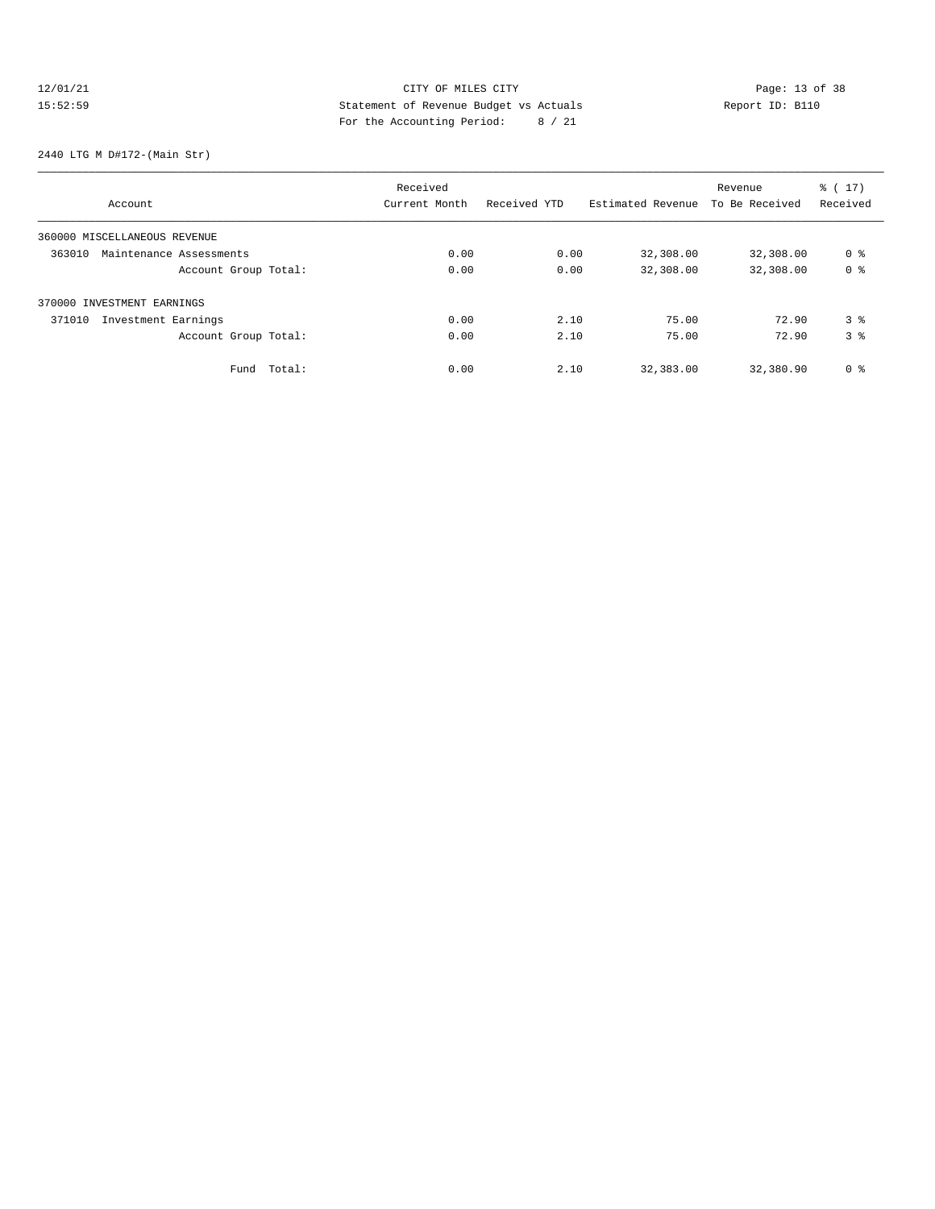CITY OF MILES CITY
Statement of Revenue Budget vs Actuals
For the Accounting Period: 8 / 21

12/01/21
15:52:59

Report ID: B110

2440 LTG M D#172-(Main Str)

| Account | Received Current Month | Received YTD | Estimated Revenue | Revenue To Be Received | % ( 17) Received |
|---|---|---|---|---|---|
| 360000 MISCELLANEOUS REVENUE | | | | | |
| 363010 Maintenance Assessments | 0.00 | 0.00 | 32,308.00 | 32,308.00 | 0 % |
| Account Group Total: | 0.00 | 0.00 | 32,308.00 | 32,308.00 | 0 % |
| 370000 INVESTMENT EARNINGS | | | | | |
| 371010 Investment Earnings | 0.00 | 2.10 | 75.00 | 72.90 | 3 % |
| Account Group Total: | 0.00 | 2.10 | 75.00 | 72.90 | 3 % |
| Fund Total: | 0.00 | 2.10 | 32,383.00 | 32,380.90 | 0 % |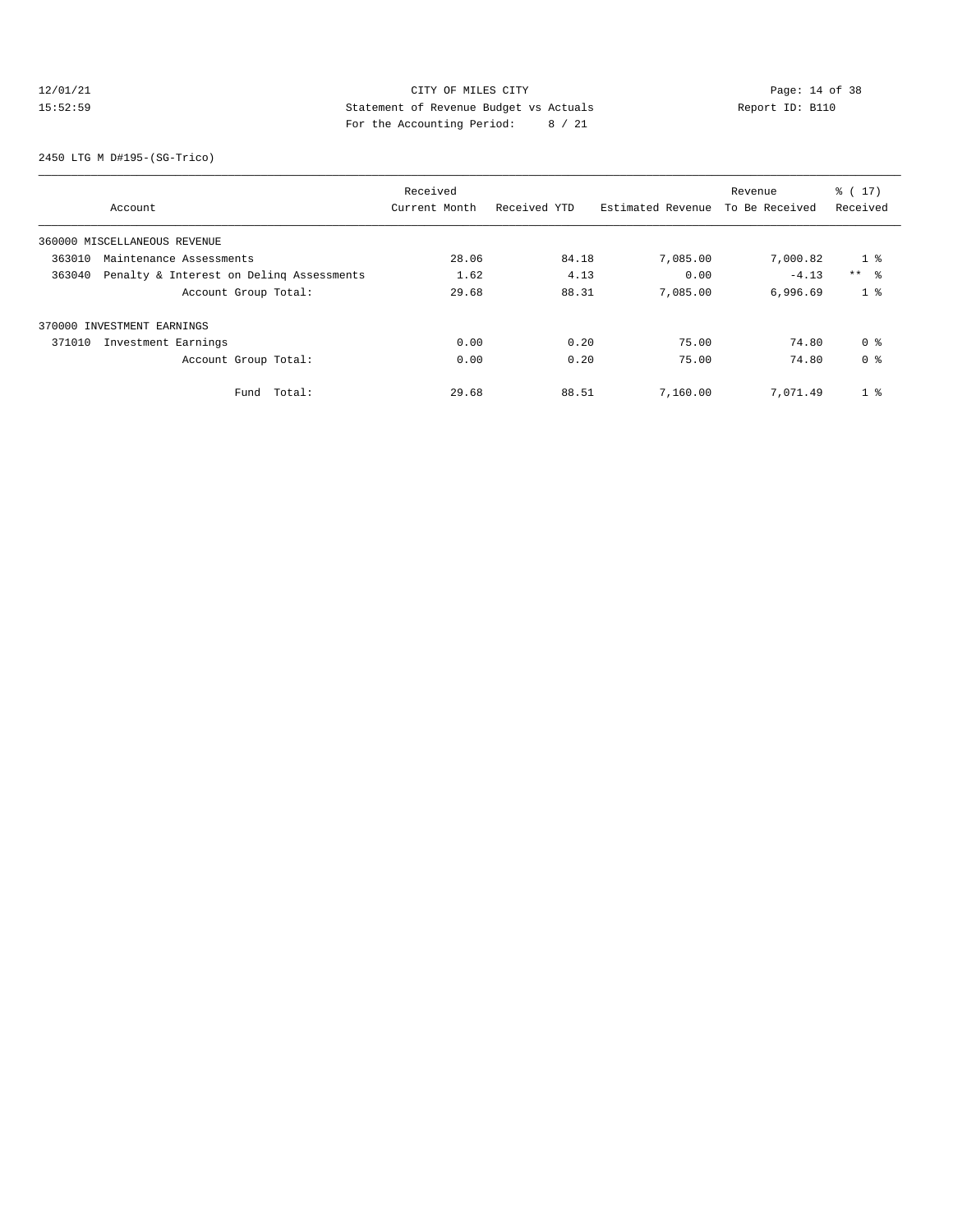CITY OF MILES CITY
Statement of Revenue Budget vs Actuals
For the Accounting Period: 8 / 21

12/01/21
15:52:59

Report ID: B110

2450 LTG M D#195-(SG-Trico)

| Account | Received Current Month | Received YTD | Estimated Revenue | Revenue To Be Received | % ( 17) Received |
|---|---|---|---|---|---|
| 360000 MISCELLANEOUS REVENUE | | | | | |
| 363010 Maintenance Assessments | 28.06 | 84.18 | 7,085.00 | 7,000.82 | 1 % |
| 363040 Penalty & Interest on Delinq Assessments | 1.62 | 4.13 | 0.00 | -4.13 | ** % |
| Account Group Total: | 29.68 | 88.31 | 7,085.00 | 6,996.69 | 1 % |
| 370000 INVESTMENT EARNINGS | | | | | |
| 371010 Investment Earnings | 0.00 | 0.20 | 75.00 | 74.80 | 0 % |
| Account Group Total: | 0.00 | 0.20 | 75.00 | 74.80 | 0 % |
| Fund Total: | 29.68 | 88.51 | 7,160.00 | 7,071.49 | 1 % |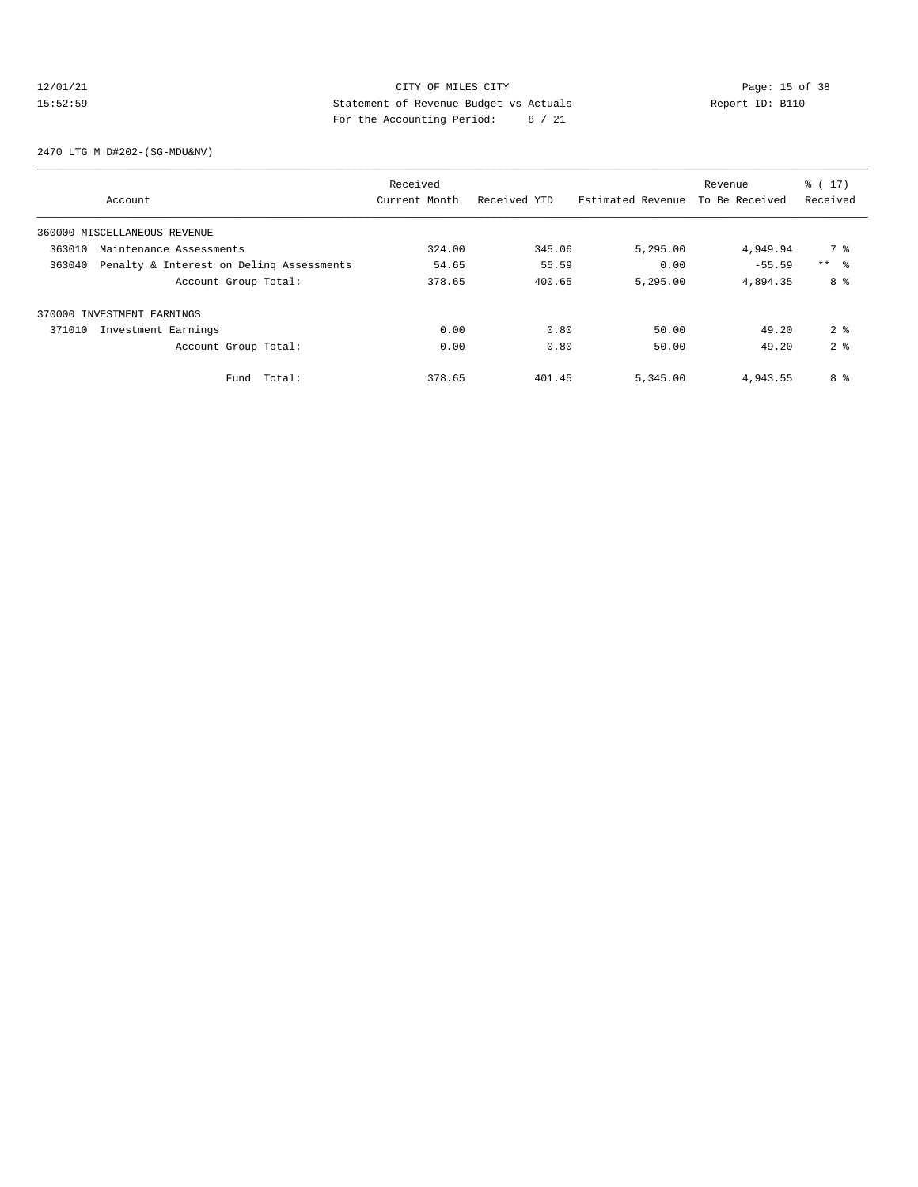CITY OF MILES CITY
Statement of Revenue Budget vs Actuals
For the Accounting Period: 8 / 21

12/01/21
15:52:59

Report ID: B110

2470 LTG M D#202-(SG-MDU&NV)

| Account | Received Current Month | Received YTD | Estimated Revenue | Revenue To Be Received | % ( 17) Received |
|---|---|---|---|---|---|
| 360000 MISCELLANEOUS REVENUE | | | | | |
| 363010 Maintenance Assessments | 324.00 | 345.06 | 5,295.00 | 4,949.94 | 7 % |
| 363040 Penalty & Interest on Delinq Assessments | 54.65 | 55.59 | 0.00 | -55.59 | ** % |
| Account Group Total: | 378.65 | 400.65 | 5,295.00 | 4,894.35 | 8 % |
| 370000 INVESTMENT EARNINGS | | | | | |
| 371010 Investment Earnings | 0.00 | 0.80 | 50.00 | 49.20 | 2 % |
| Account Group Total: | 0.00 | 0.80 | 50.00 | 49.20 | 2 % |
| Fund Total: | 378.65 | 401.45 | 5,345.00 | 4,943.55 | 8 % |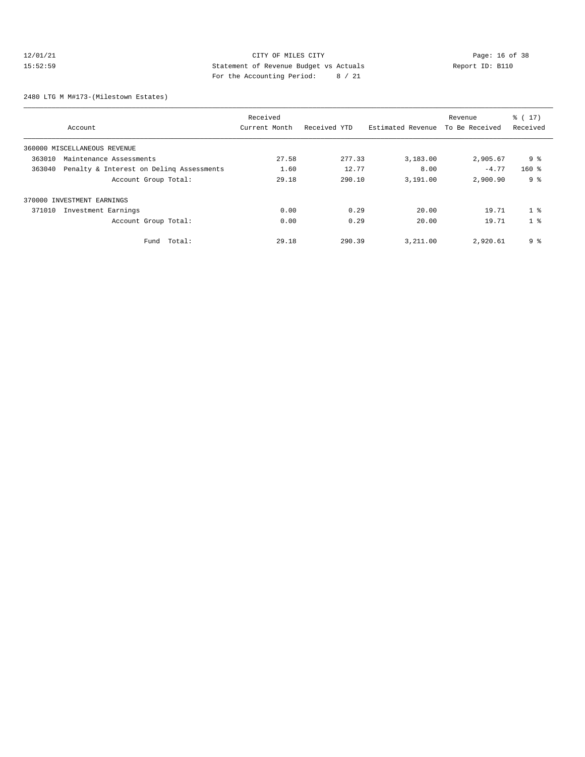CITY OF MILES CITY

Statement of Revenue Budget vs Actuals

For the Accounting Period: 8 / 21

12/01/21 15:52:59 — Report ID: B110

2480 LTG M M#173-(Milestown Estates)

| Account | Received Current Month | Received YTD | Estimated Revenue | Revenue To Be Received | % ( 17) Received |
|---|---|---|---|---|---|
| 360000 MISCELLANEOUS REVENUE | | | | | |
| 363010 Maintenance Assessments | 27.58 | 277.33 | 3,183.00 | 2,905.67 | 9 % |
| 363040 Penalty & Interest on Delinq Assessments | 1.60 | 12.77 | 8.00 | -4.77 | 160 % |
| Account Group Total: | 29.18 | 290.10 | 3,191.00 | 2,900.90 | 9 % |
| 370000 INVESTMENT EARNINGS | | | | | |
| 371010 Investment Earnings | 0.00 | 0.29 | 20.00 | 19.71 | 1 % |
| Account Group Total: | 0.00 | 0.29 | 20.00 | 19.71 | 1 % |
| Fund Total: | 29.18 | 290.39 | 3,211.00 | 2,920.61 | 9 % |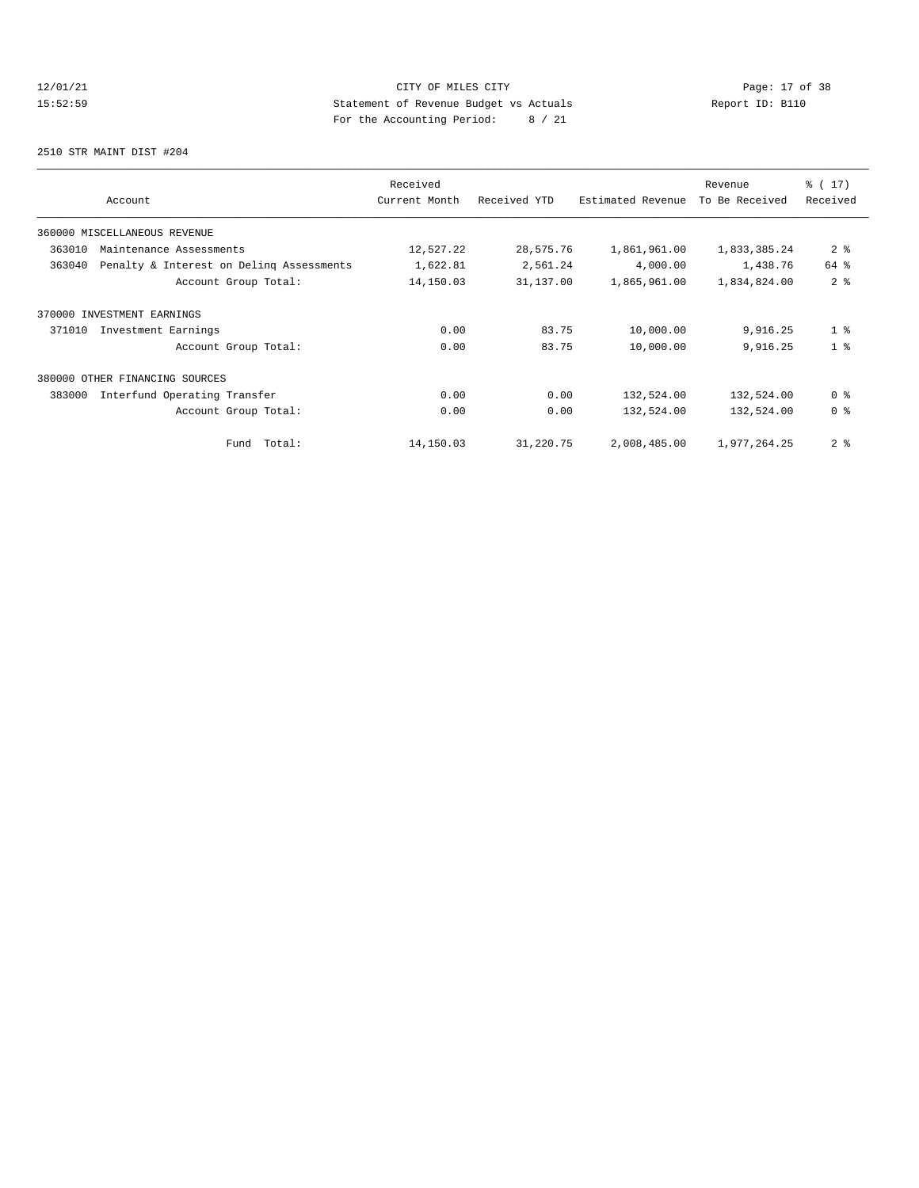# CITY OF MILES CITY

## Statement of Revenue Budget vs Actuals

For the Accounting Period: 8 / 21

12/01/21 15:52:59 — Report ID: B110

### 2510 STR MAINT DIST #204

| Account | Received Current Month | Received YTD | Estimated Revenue | Revenue To Be Received | % ( 17) Received |
|---|---|---|---|---|---|
| 360000 MISCELLANEOUS REVENUE | | | | | |
| 363010 Maintenance Assessments | 12,527.22 | 28,575.76 | 1,861,961.00 | 1,833,385.24 | 2 % |
| 363040 Penalty & Interest on Delinq Assessments | 1,622.81 | 2,561.24 | 4,000.00 | 1,438.76 | 64 % |
| Account Group Total: | 14,150.03 | 31,137.00 | 1,865,961.00 | 1,834,824.00 | 2 % |
| 370000 INVESTMENT EARNINGS | | | | | |
| 371010 Investment Earnings | 0.00 | 83.75 | 10,000.00 | 9,916.25 | 1 % |
| Account Group Total: | 0.00 | 83.75 | 10,000.00 | 9,916.25 | 1 % |
| 380000 OTHER FINANCING SOURCES | | | | | |
| 383000 Interfund Operating Transfer | 0.00 | 0.00 | 132,524.00 | 132,524.00 | 0 % |
| Account Group Total: | 0.00 | 0.00 | 132,524.00 | 132,524.00 | 0 % |
| Fund Total: | 14,150.03 | 31,220.75 | 2,008,485.00 | 1,977,264.25 | 2 % |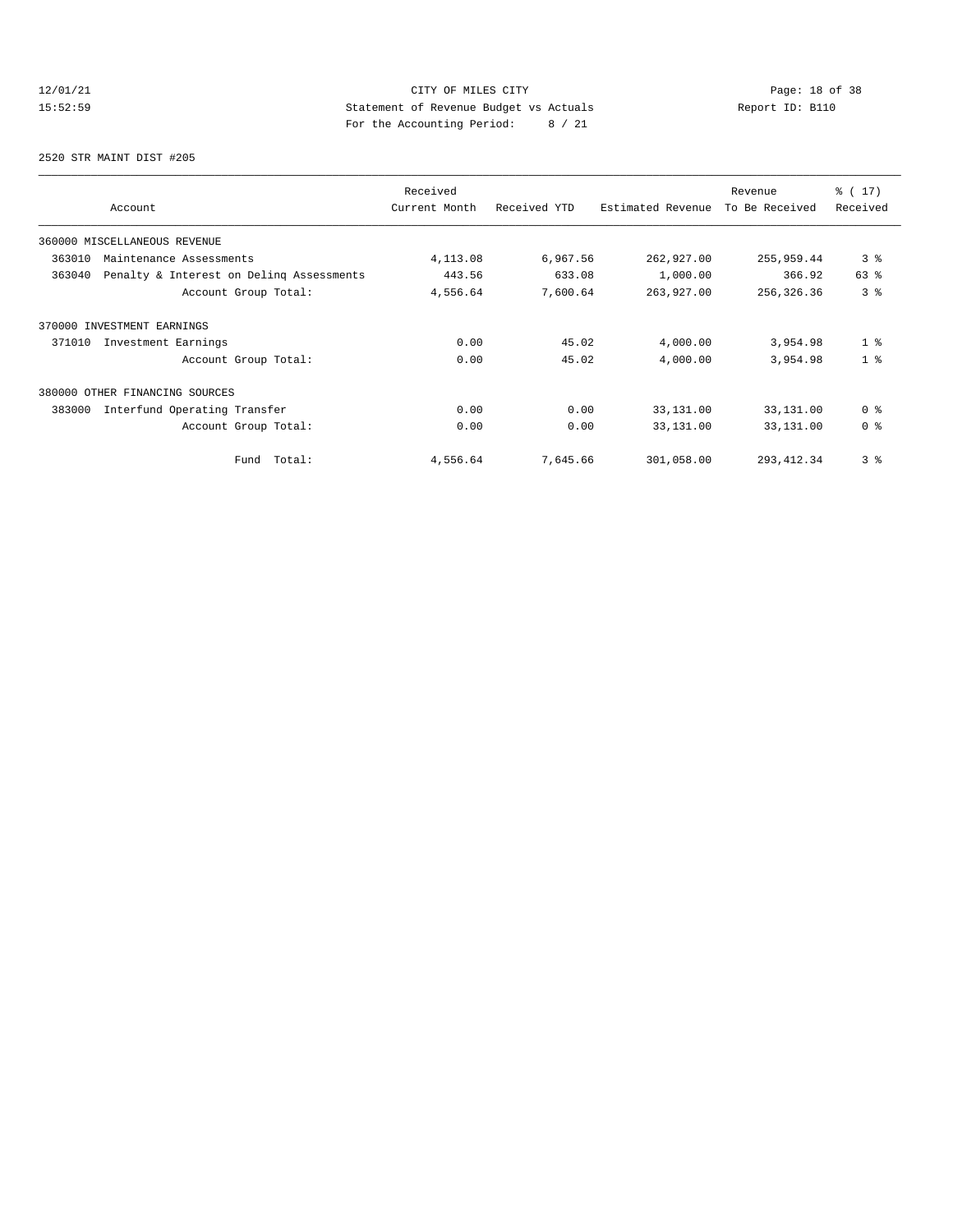CITY OF MILES CITY
Statement of Revenue Budget vs Actuals
For the Accounting Period: 8 / 21

12/01/21
15:52:59

Page: 18 of 38
Report ID: B110

2520 STR MAINT DIST #205

| Account | Received Current Month | Received YTD | Estimated Revenue | Revenue To Be Received | % ( 17) Received |
|---|---|---|---|---|---|
| 360000 MISCELLANEOUS REVENUE | | | | | |
| 363010 Maintenance Assessments | 4,113.08 | 6,967.56 | 262,927.00 | 255,959.44 | 3 % |
| 363040 Penalty & Interest on Delinq Assessments | 443.56 | 633.08 | 1,000.00 | 366.92 | 63 % |
| Account Group Total: | 4,556.64 | 7,600.64 | 263,927.00 | 256,326.36 | 3 % |
| 370000 INVESTMENT EARNINGS | | | | | |
| 371010 Investment Earnings | 0.00 | 45.02 | 4,000.00 | 3,954.98 | 1 % |
| Account Group Total: | 0.00 | 45.02 | 4,000.00 | 3,954.98 | 1 % |
| 380000 OTHER FINANCING SOURCES | | | | | |
| 383000 Interfund Operating Transfer | 0.00 | 0.00 | 33,131.00 | 33,131.00 | 0 % |
| Account Group Total: | 0.00 | 0.00 | 33,131.00 | 33,131.00 | 0 % |
| Fund Total: | 4,556.64 | 7,645.66 | 301,058.00 | 293,412.34 | 3 % |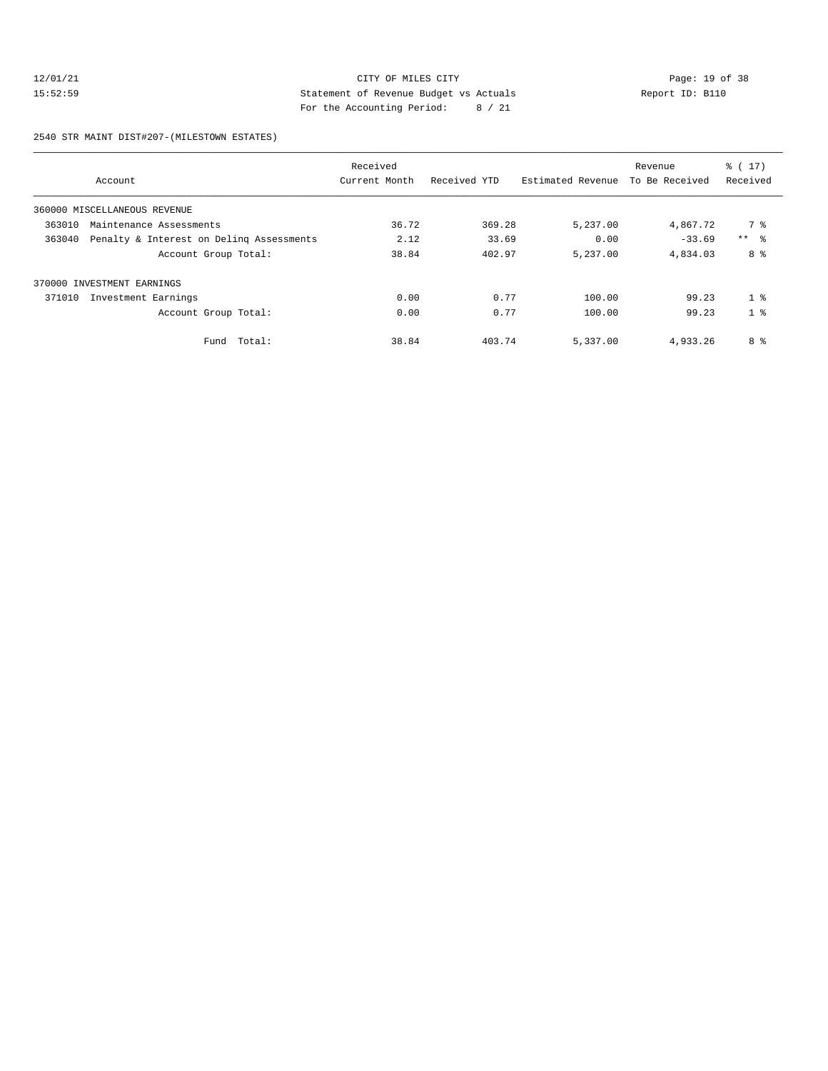CITY OF MILES CITY
Statement of Revenue Budget vs Actuals
For the Accounting Period: 8 / 21

12/01/21
15:52:59

Report ID: B110

## 2540 STR MAINT DIST#207-(MILESTOWN ESTATES)

| Account | Received Current Month | Received YTD | Estimated Revenue | Revenue To Be Received | % ( 17) Received |
|---|---|---|---|---|---|
| 360000 MISCELLANEOUS REVENUE | | | | | |
| 363010 Maintenance Assessments | 36.72 | 369.28 | 5,237.00 | 4,867.72 | 7 % |
| 363040 Penalty & Interest on Delinq Assessments | 2.12 | 33.69 | 0.00 | -33.69 | ** % |
| Account Group Total: | 38.84 | 402.97 | 5,237.00 | 4,834.03 | 8 % |
| 370000 INVESTMENT EARNINGS | | | | | |
| 371010 Investment Earnings | 0.00 | 0.77 | 100.00 | 99.23 | 1 % |
| Account Group Total: | 0.00 | 0.77 | 100.00 | 99.23 | 1 % |
| Fund Total: | 38.84 | 403.74 | 5,337.00 | 4,933.26 | 8 % |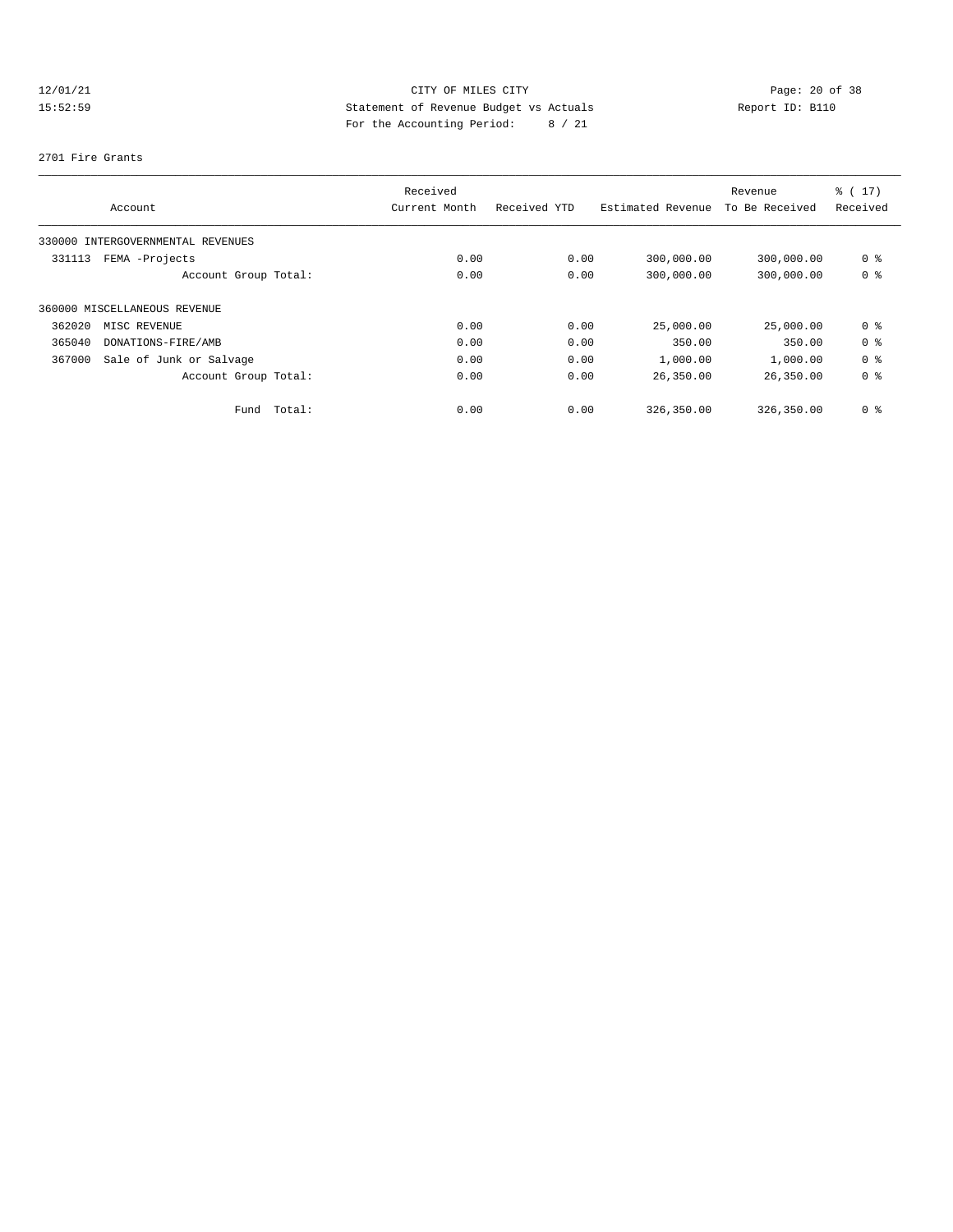CITY OF MILES CITY
Statement of Revenue Budget vs Actuals
For the Accounting Period: 8 / 21

12/01/21
15:52:59

Report ID: B110

2701 Fire Grants

| Account | Received Current Month | Received YTD | Estimated Revenue | Revenue To Be Received | % ( 17) Received |
|---|---|---|---|---|---|
| 330000 INTERGOVERNMENTAL REVENUES | | | | | |
| 331113 FEMA -Projects | 0.00 | 0.00 | 300,000.00 | 300,000.00 | 0 % |
| Account Group Total: | 0.00 | 0.00 | 300,000.00 | 300,000.00 | 0 % |
| 360000 MISCELLANEOUS REVENUE | | | | | |
| 362020 MISC REVENUE | 0.00 | 0.00 | 25,000.00 | 25,000.00 | 0 % |
| 365040 DONATIONS-FIRE/AMB | 0.00 | 0.00 | 350.00 | 350.00 | 0 % |
| 367000 Sale of Junk or Salvage | 0.00 | 0.00 | 1,000.00 | 1,000.00 | 0 % |
| Account Group Total: | 0.00 | 0.00 | 26,350.00 | 26,350.00 | 0 % |
| Fund Total: | 0.00 | 0.00 | 326,350.00 | 326,350.00 | 0 % |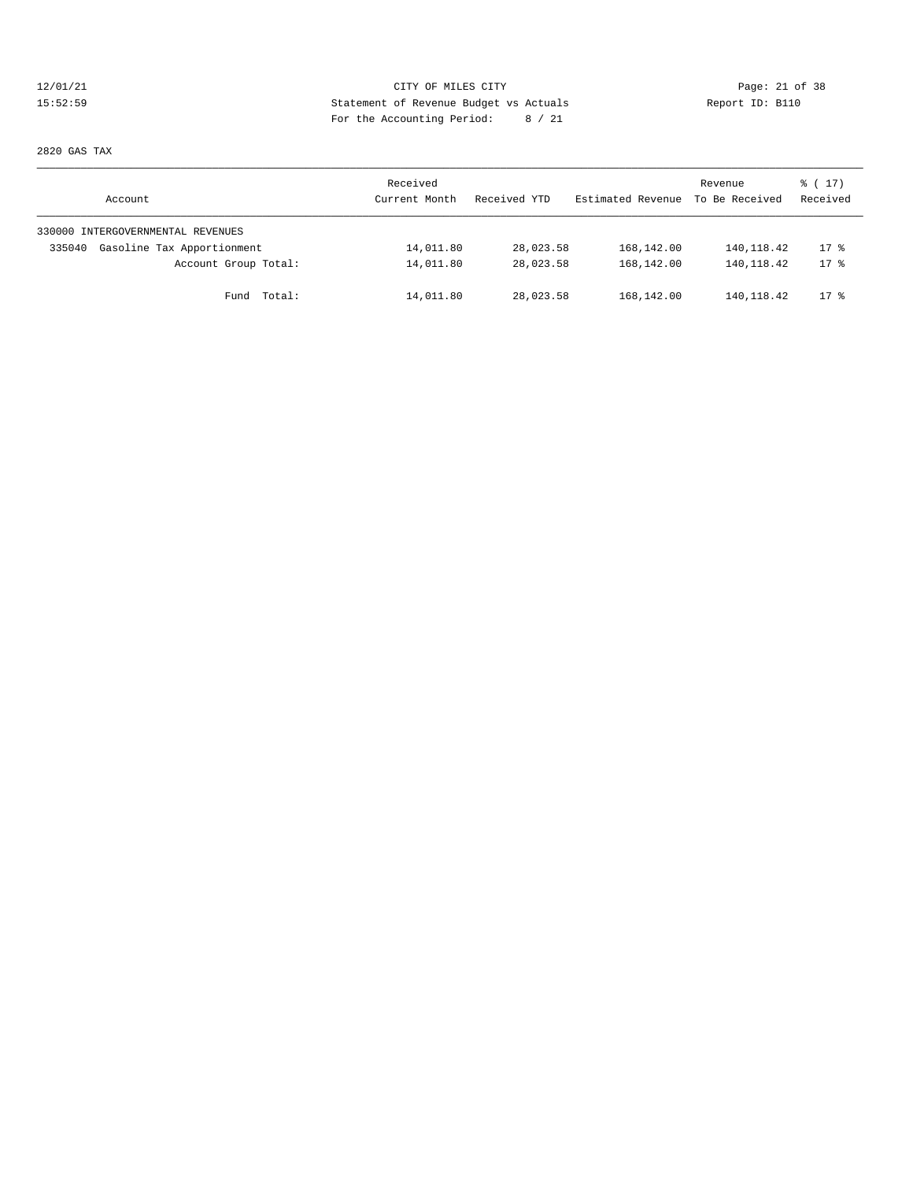CITY OF MILES CITY

Statement of Revenue Budget vs Actuals

For the Accounting Period: 8 / 21

12/01/21
15:52:59

Report ID: B110

2820 GAS TAX

| Account | Received Current Month | Received YTD | Estimated Revenue | Revenue To Be Received | % ( 17) Received |
|---|---|---|---|---|---|
| 330000 INTERGOVERNMENTAL REVENUES | | | | | |
| 335040 Gasoline Tax Apportionment | 14,011.80 | 28,023.58 | 168,142.00 | 140,118.42 | 17 % |
| Account Group Total: | 14,011.80 | 28,023.58 | 168,142.00 | 140,118.42 | 17 % |
| Fund Total: | 14,011.80 | 28,023.58 | 168,142.00 | 140,118.42 | 17 % |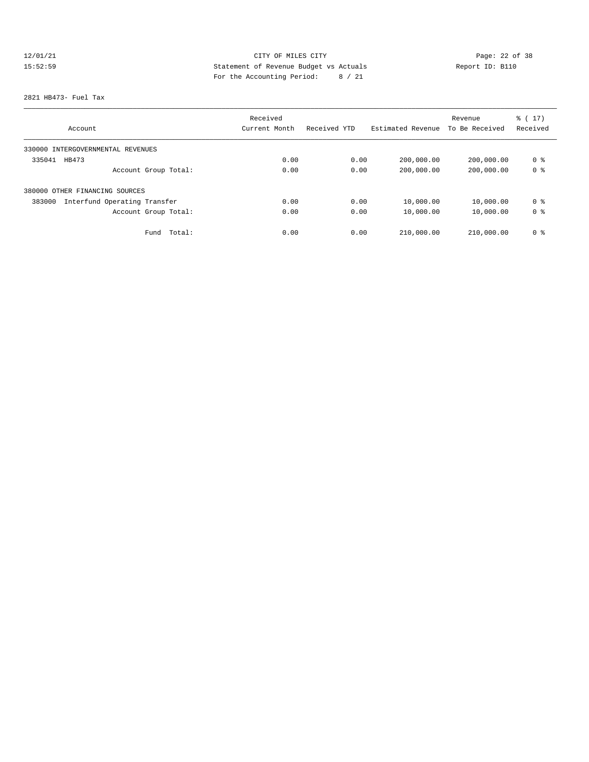CITY OF MILES CITY
Statement of Revenue Budget vs Actuals
For the Accounting Period: 8 / 21

12/01/21
15:52:59

Report ID: B110

2821 HB473- Fuel Tax

| Account | Received Current Month | Received YTD | Estimated Revenue | Revenue To Be Received | % ( 17) Received |
|---|---|---|---|---|---|
| 330000 INTERGOVERNMENTAL REVENUES | | | | | |
| 335041 HB473 | 0.00 | 0.00 | 200,000.00 | 200,000.00 | 0 % |
| Account Group Total: | 0.00 | 0.00 | 200,000.00 | 200,000.00 | 0 % |
| 380000 OTHER FINANCING SOURCES | | | | | |
| 383000 Interfund Operating Transfer | 0.00 | 0.00 | 10,000.00 | 10,000.00 | 0 % |
| Account Group Total: | 0.00 | 0.00 | 10,000.00 | 10,000.00 | 0 % |
| Fund Total: | 0.00 | 0.00 | 210,000.00 | 210,000.00 | 0 % |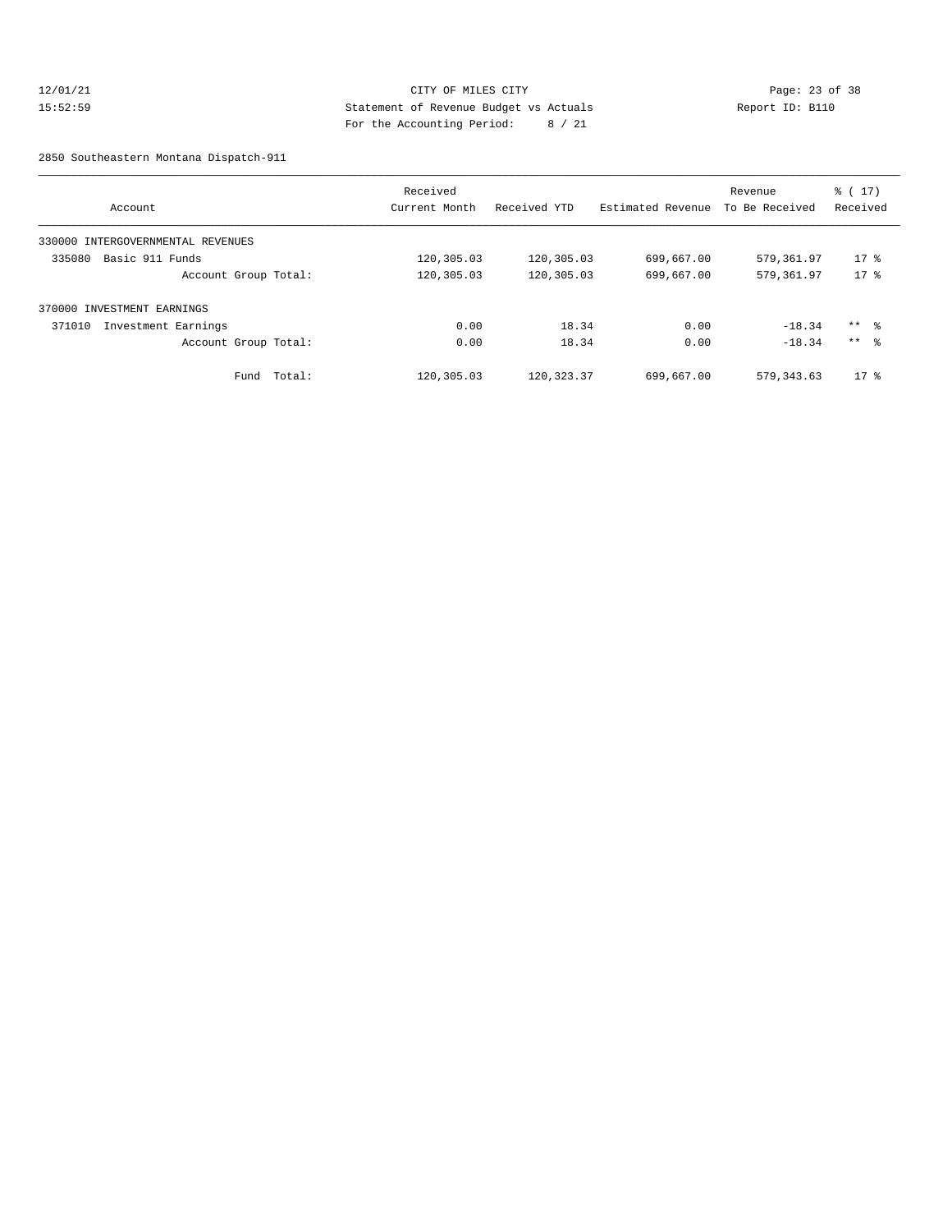CITY OF MILES CITY
Statement of Revenue Budget vs Actuals
For the Accounting Period: 8 / 21

12/01/21
15:52:59

Report ID: B110

2850 Southeastern Montana Dispatch-911

| Account | Received Current Month | Received YTD | Estimated Revenue | Revenue To Be Received | % ( 17) Received |
|---|---|---|---|---|---|
| 330000 INTERGOVERNMENTAL REVENUES | | | | | |
| 335080 Basic 911 Funds | 120,305.03 | 120,305.03 | 699,667.00 | 579,361.97 | 17 % |
| Account Group Total: | 120,305.03 | 120,305.03 | 699,667.00 | 579,361.97 | 17 % |
| 370000 INVESTMENT EARNINGS | | | | | |
| 371010 Investment Earnings | 0.00 | 18.34 | 0.00 | -18.34 | ** % |
| Account Group Total: | 0.00 | 18.34 | 0.00 | -18.34 | ** % |
| Fund Total: | 120,305.03 | 120,323.37 | 699,667.00 | 579,343.63 | 17 % |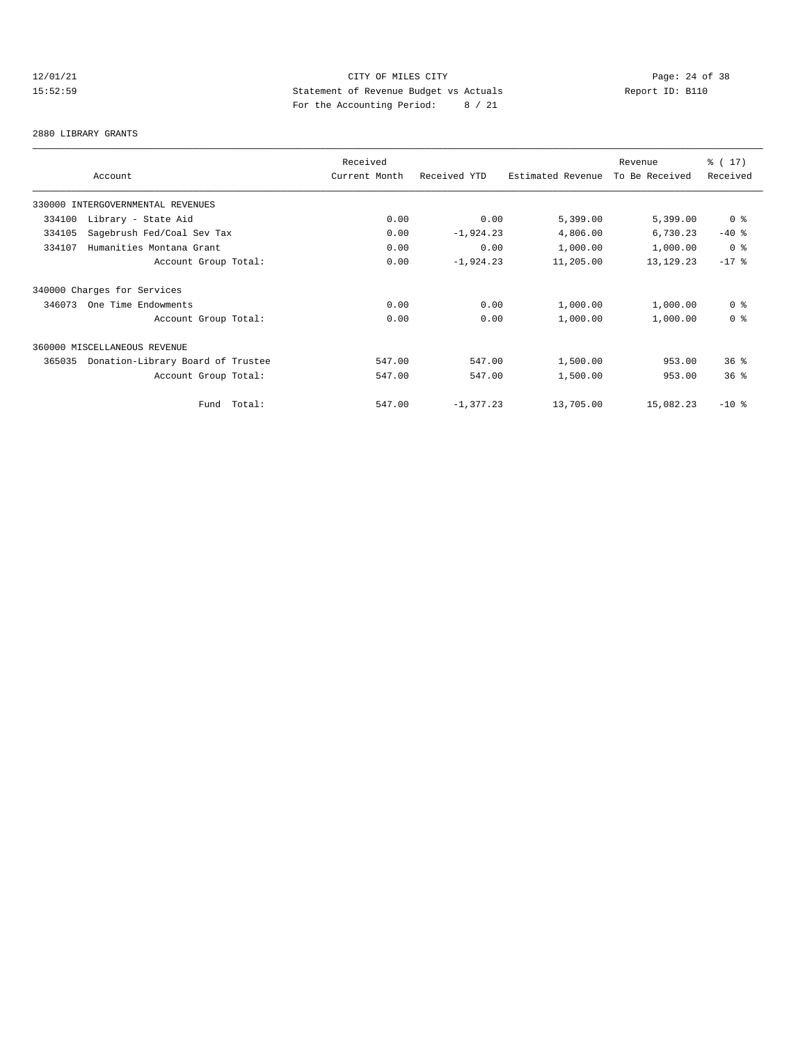CITY OF MILES CITY
Statement of Revenue Budget vs Actuals
For the Accounting Period: 8 / 21

12/01/21
15:52:59

Report ID: B110

2880 LIBRARY GRANTS

| Account | Received Current Month | Received YTD | Estimated Revenue | Revenue To Be Received | % ( 17) Received |
|---|---|---|---|---|---|
| 330000 INTERGOVERNMENTAL REVENUES | | | | | |
| 334100 Library - State Aid | 0.00 | 0.00 | 5,399.00 | 5,399.00 | 0 % |
| 334105 Sagebrush Fed/Coal Sev Tax | 0.00 | -1,924.23 | 4,806.00 | 6,730.23 | -40 % |
| 334107 Humanities Montana Grant | 0.00 | 0.00 | 1,000.00 | 1,000.00 | 0 % |
| Account Group Total: | 0.00 | -1,924.23 | 11,205.00 | 13,129.23 | -17 % |
| 340000 Charges for Services | | | | | |
| 346073 One Time Endowments | 0.00 | 0.00 | 1,000.00 | 1,000.00 | 0 % |
| Account Group Total: | 0.00 | 0.00 | 1,000.00 | 1,000.00 | 0 % |
| 360000 MISCELLANEOUS REVENUE | | | | | |
| 365035 Donation-Library Board of Trustee | 547.00 | 547.00 | 1,500.00 | 953.00 | 36 % |
| Account Group Total: | 547.00 | 547.00 | 1,500.00 | 953.00 | 36 % |
| Fund Total: | 547.00 | -1,377.23 | 13,705.00 | 15,082.23 | -10 % |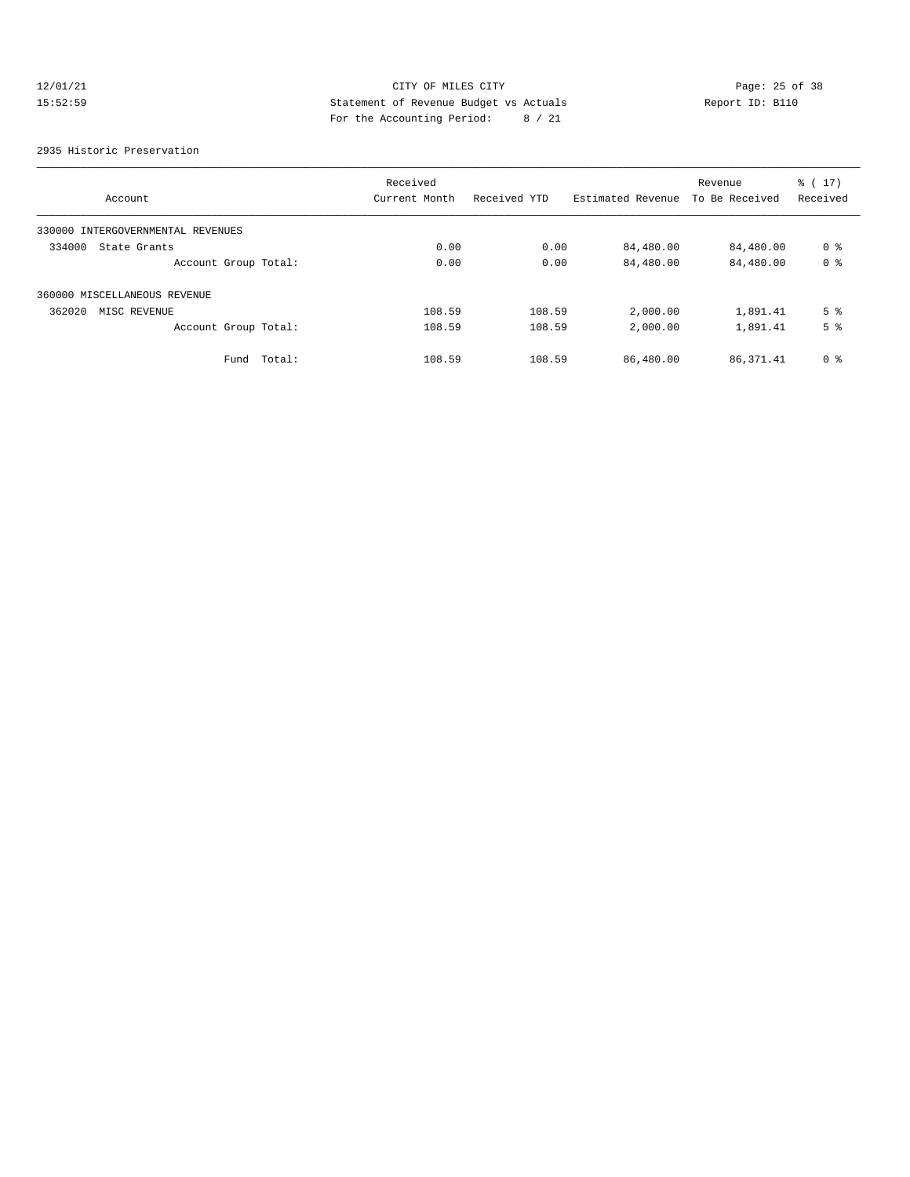CITY OF MILES CITY
Statement of Revenue Budget vs Actuals
For the Accounting Period: 8 / 21

12/01/21
15:52:59

Report ID: B110

2935 Historic Preservation

| Account | Received Current Month | Received YTD | Estimated Revenue | Revenue To Be Received | % ( 17) Received |
|---|---|---|---|---|---|
| 330000 INTERGOVERNMENTAL REVENUES | | | | | |
| 334000 State Grants | 0.00 | 0.00 | 84,480.00 | 84,480.00 | 0 % |
| Account Group Total: | 0.00 | 0.00 | 84,480.00 | 84,480.00 | 0 % |
| 360000 MISCELLANEOUS REVENUE | | | | | |
| 362020 MISC REVENUE | 108.59 | 108.59 | 2,000.00 | 1,891.41 | 5 % |
| Account Group Total: | 108.59 | 108.59 | 2,000.00 | 1,891.41 | 5 % |
| Fund Total: | 108.59 | 108.59 | 86,480.00 | 86,371.41 | 0 % |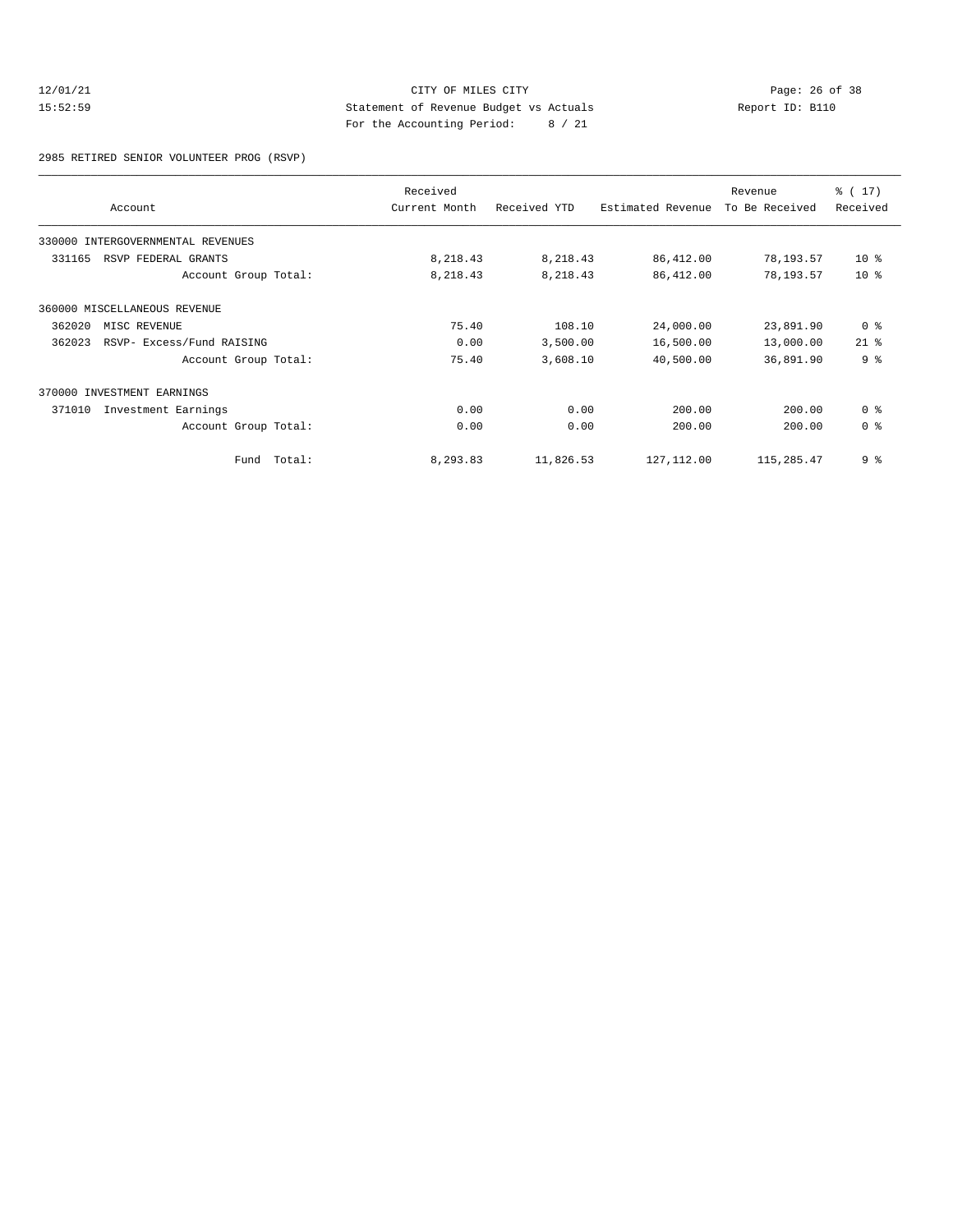CITY OF MILES CITY
Statement of Revenue Budget vs Actuals
For the Accounting Period: 8 / 21

12/01/21
15:52:59

Report ID: B110

2985 RETIRED SENIOR VOLUNTEER PROG (RSVP)

| Account | Received Current Month | Received YTD | Estimated Revenue | Revenue To Be Received | % ( 17) Received |
|---|---|---|---|---|---|
| 330000 INTERGOVERNMENTAL REVENUES | | | | | |
| 331165 RSVP FEDERAL GRANTS | 8,218.43 | 8,218.43 | 86,412.00 | 78,193.57 | 10 % |
| Account Group Total: | 8,218.43 | 8,218.43 | 86,412.00 | 78,193.57 | 10 % |
| 360000 MISCELLANEOUS REVENUE | | | | | |
| 362020 MISC REVENUE | 75.40 | 108.10 | 24,000.00 | 23,891.90 | 0 % |
| 362023 RSVP- Excess/Fund RAISING | 0.00 | 3,500.00 | 16,500.00 | 13,000.00 | 21 % |
| Account Group Total: | 75.40 | 3,608.10 | 40,500.00 | 36,891.90 | 9 % |
| 370000 INVESTMENT EARNINGS | | | | | |
| 371010 Investment Earnings | 0.00 | 0.00 | 200.00 | 200.00 | 0 % |
| Account Group Total: | 0.00 | 0.00 | 200.00 | 200.00 | 0 % |
| Fund Total: | 8,293.83 | 11,826.53 | 127,112.00 | 115,285.47 | 9 % |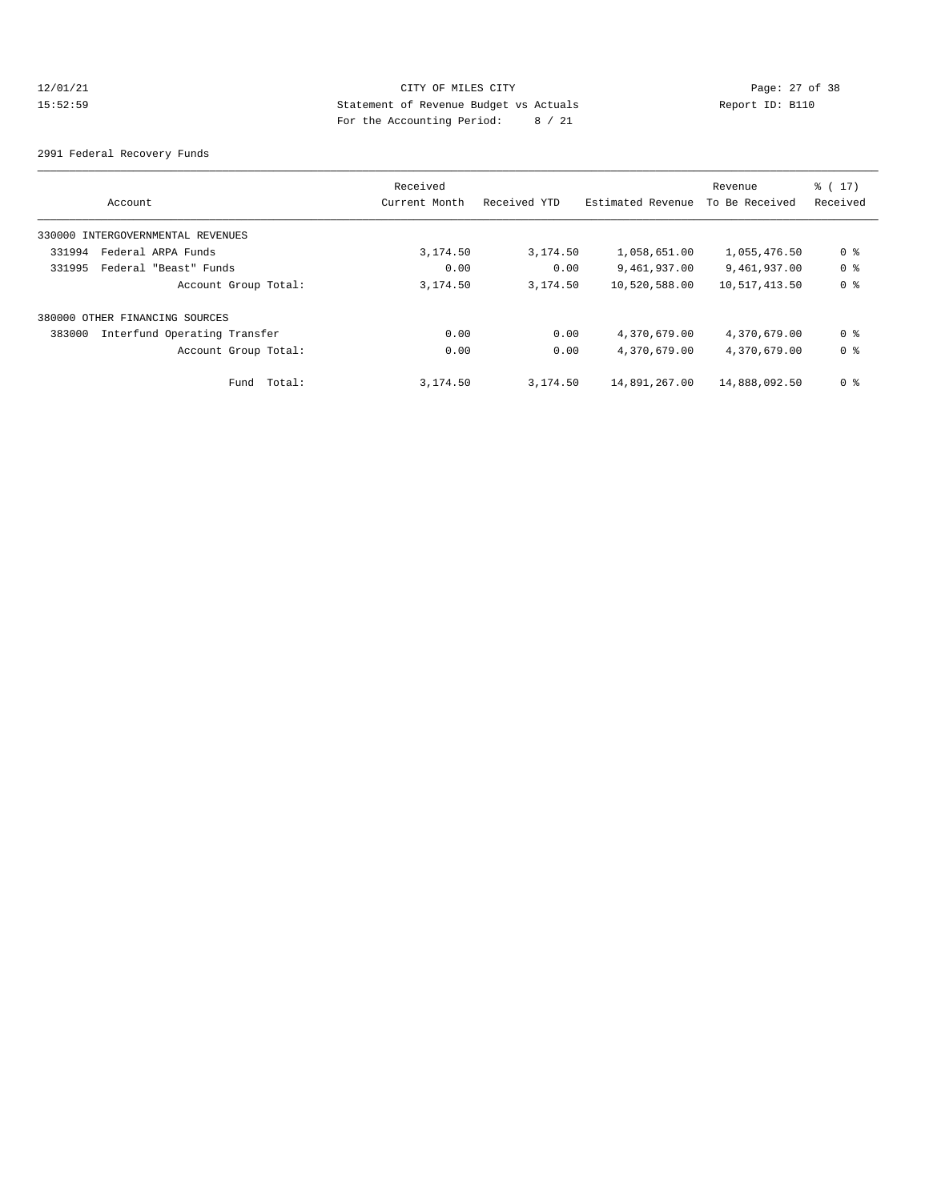CITY OF MILES CITY
Statement of Revenue Budget vs Actuals
For the Accounting Period: 8 / 21

12/01/21
15:52:59

Report ID: B110

2991 Federal Recovery Funds

| Account | Received Current Month | Received YTD | Estimated Revenue | Revenue To Be Received | % ( 17) Received |
|---|---|---|---|---|---|
| 330000 INTERGOVERNMENTAL REVENUES | | | | | |
| 331994 Federal ARPA Funds | 3,174.50 | 3,174.50 | 1,058,651.00 | 1,055,476.50 | 0 % |
| 331995 Federal "Beast" Funds | 0.00 | 0.00 | 9,461,937.00 | 9,461,937.00 | 0 % |
| Account Group Total: | 3,174.50 | 3,174.50 | 10,520,588.00 | 10,517,413.50 | 0 % |
| 380000 OTHER FINANCING SOURCES | | | | | |
| 383000 Interfund Operating Transfer | 0.00 | 0.00 | 4,370,679.00 | 4,370,679.00 | 0 % |
| Account Group Total: | 0.00 | 0.00 | 4,370,679.00 | 4,370,679.00 | 0 % |
| Fund Total: | 3,174.50 | 3,174.50 | 14,891,267.00 | 14,888,092.50 | 0 % |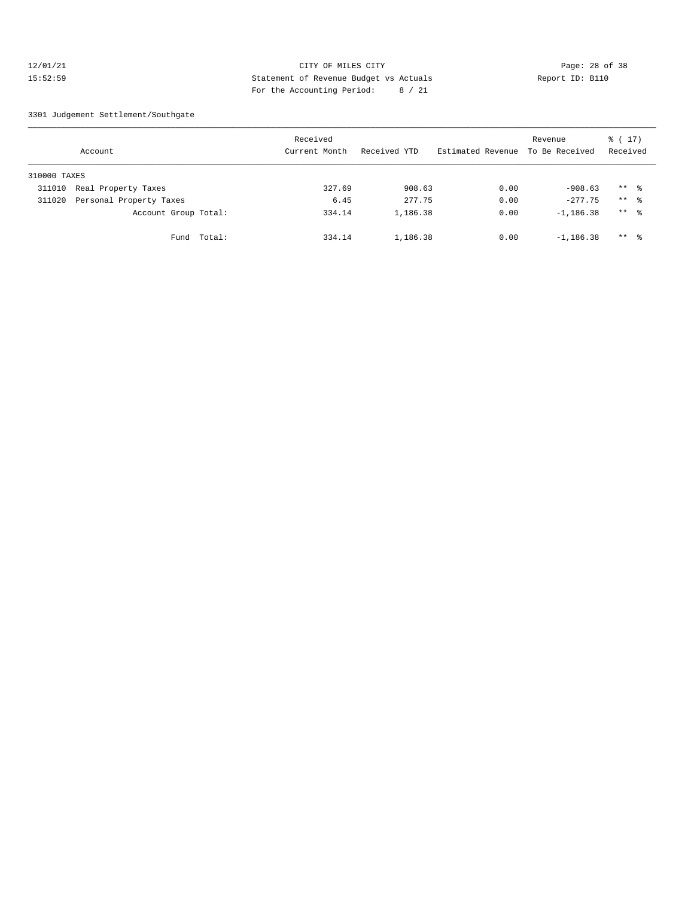3301 Judgement Settlement/Southgate

| Account | Received Current Month | Received YTD | Estimated Revenue | Revenue To Be Received | % ( 17) Received |
|---|---|---|---|---|---|
| 310000 TAXES | | | | | |
| 311010 Real Property Taxes | 327.69 | 908.63 | 0.00 | -908.63 | ** % |
| 311020 Personal Property Taxes | 6.45 | 277.75 | 0.00 | -277.75 | ** % |
| Account Group Total: | 334.14 | 1,186.38 | 0.00 | -1,186.38 | ** % |
| Fund Total: | 334.14 | 1,186.38 | 0.00 | -1,186.38 | ** % |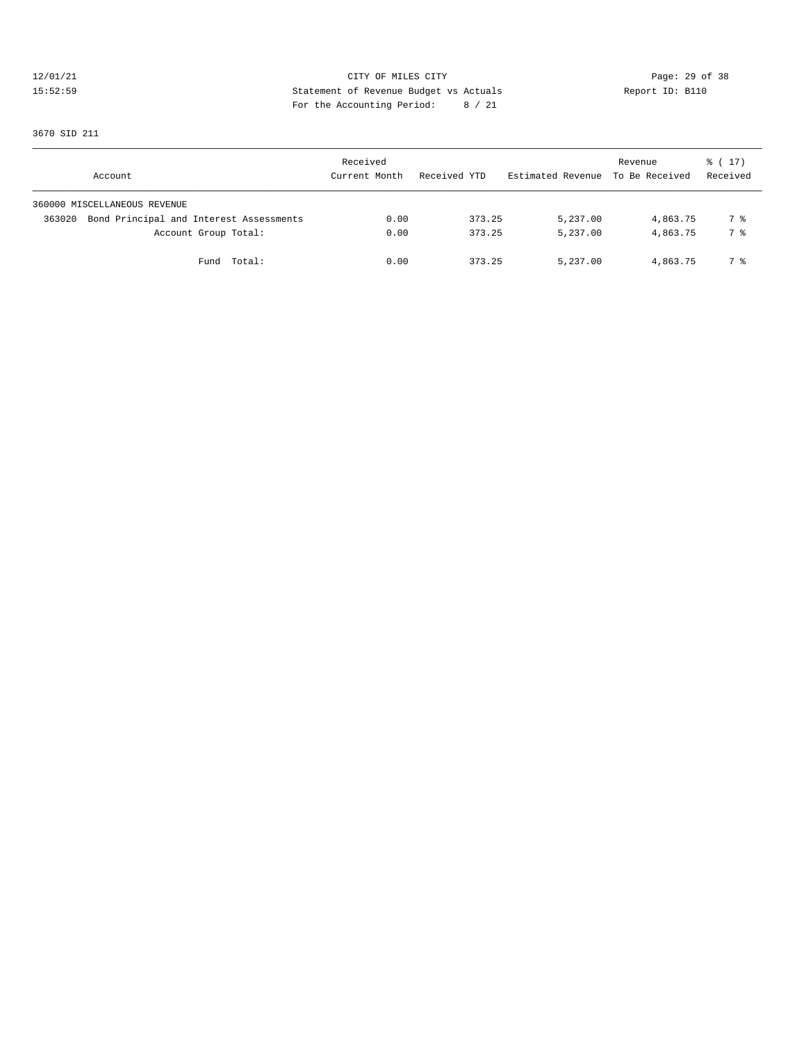CITY OF MILES CITY

Statement of Revenue Budget vs Actuals

For the Accounting Period: 8 / 21

12/01/21 15:52:59 Report ID: B110

3670 SID 211

| Account | Received Current Month | Received YTD | Estimated Revenue | Revenue To Be Received | % ( 17) Received |
|---|---|---|---|---|---|
| 360000 MISCELLANEOUS REVENUE | | | | | |
| 363020 Bond Principal and Interest Assessments | 0.00 | 373.25 | 5,237.00 | 4,863.75 | 7 % |
| Account Group Total: | 0.00 | 373.25 | 5,237.00 | 4,863.75 | 7 % |
| Fund Total: | 0.00 | 373.25 | 5,237.00 | 4,863.75 | 7 % |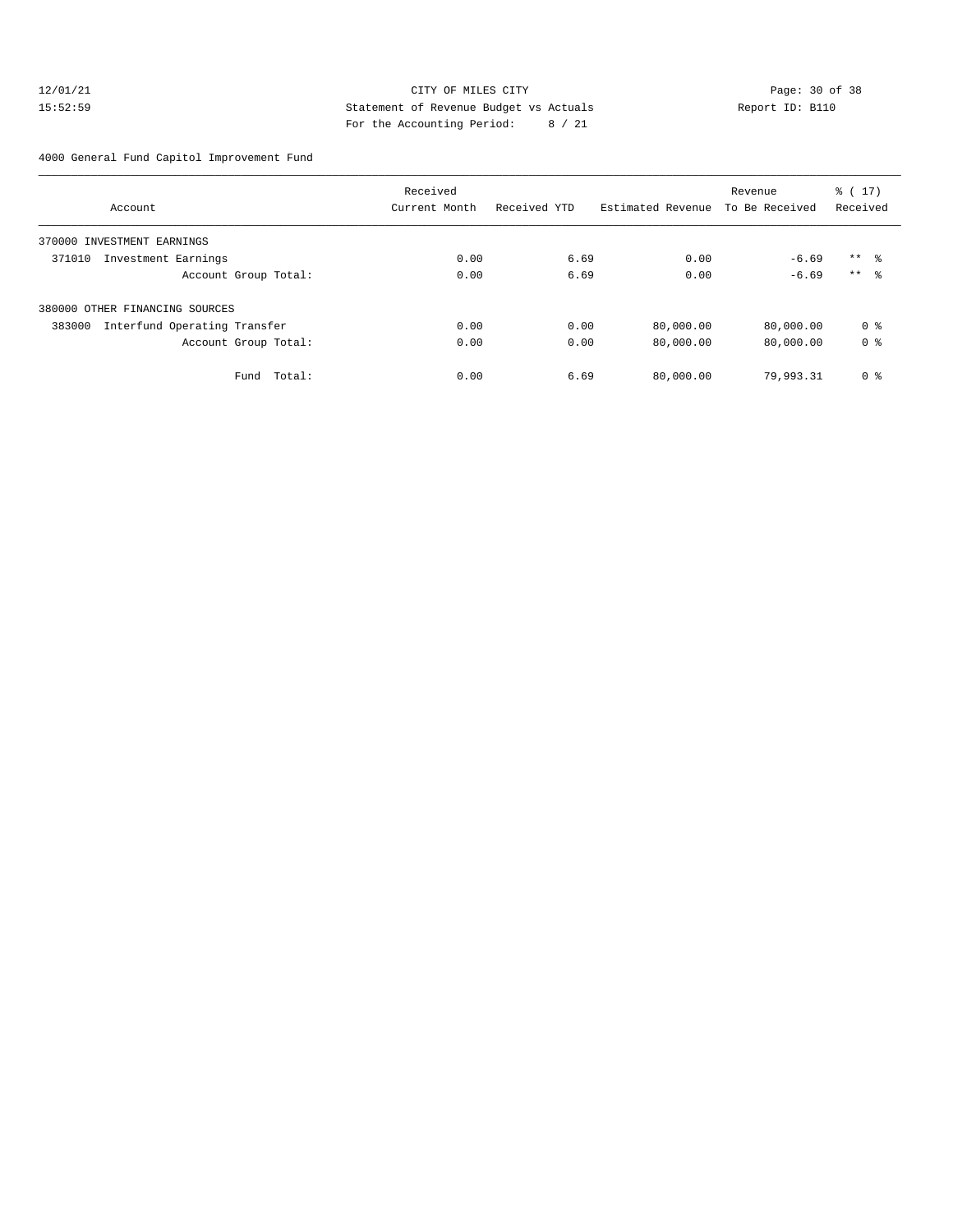CITY OF MILES CITY
Statement of Revenue Budget vs Actuals
For the Accounting Period: 8 / 21

12/01/21
15:52:59

Report ID: B110

4000 General Fund Capitol Improvement Fund

| Account | Received Current Month | Received YTD | Estimated Revenue | Revenue To Be Received | % ( 17) Received |
|---|---|---|---|---|---|
| 370000 INVESTMENT EARNINGS | | | | | |
| 371010 Investment Earnings | 0.00 | 6.69 | 0.00 | -6.69 | ** % |
| Account Group Total: | 0.00 | 6.69 | 0.00 | -6.69 | ** % |
| 380000 OTHER FINANCING SOURCES | | | | | |
| 383000 Interfund Operating Transfer | 0.00 | 0.00 | 80,000.00 | 80,000.00 | 0 % |
| Account Group Total: | 0.00 | 0.00 | 80,000.00 | 80,000.00 | 0 % |
| Fund Total: | 0.00 | 6.69 | 80,000.00 | 79,993.31 | 0 % |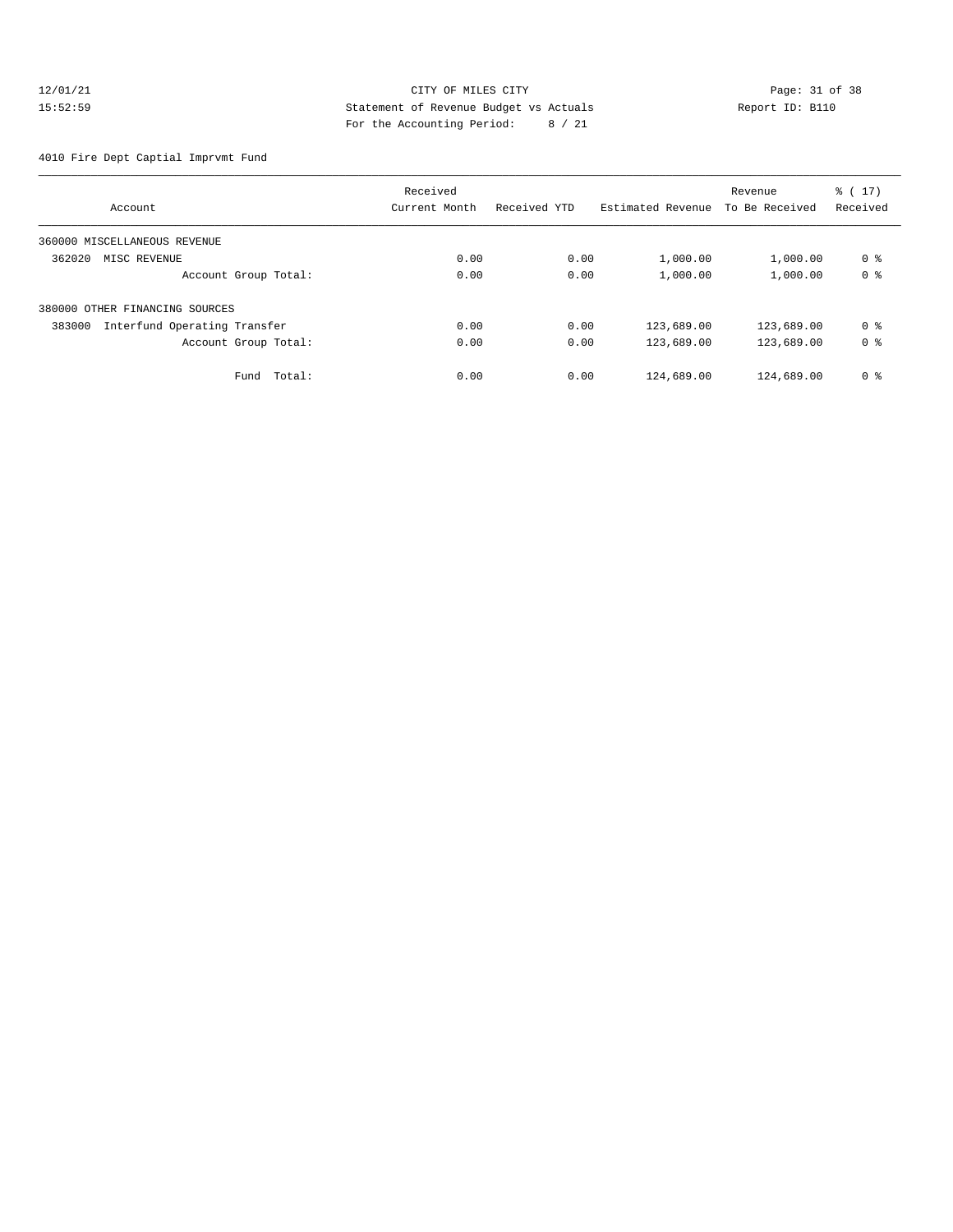CITY OF MILES CITY

Statement of Revenue Budget vs Actuals

For the Accounting Period: 8 / 21

12/01/21
15:52:59

Report ID: B110

4010 Fire Dept Captial Imprvmt Fund

| Account | Received Current Month | Received YTD | Estimated Revenue | Revenue To Be Received | % ( 17) Received |
|---|---|---|---|---|---|
| 360000 MISCELLANEOUS REVENUE | | | | | |
| 362020 MISC REVENUE | 0.00 | 0.00 | 1,000.00 | 1,000.00 | 0 % |
| Account Group Total: | 0.00 | 0.00 | 1,000.00 | 1,000.00 | 0 % |
| 380000 OTHER FINANCING SOURCES | | | | | |
| 383000 Interfund Operating Transfer | 0.00 | 0.00 | 123,689.00 | 123,689.00 | 0 % |
| Account Group Total: | 0.00 | 0.00 | 123,689.00 | 123,689.00 | 0 % |
| Fund Total: | 0.00 | 0.00 | 124,689.00 | 124,689.00 | 0 % |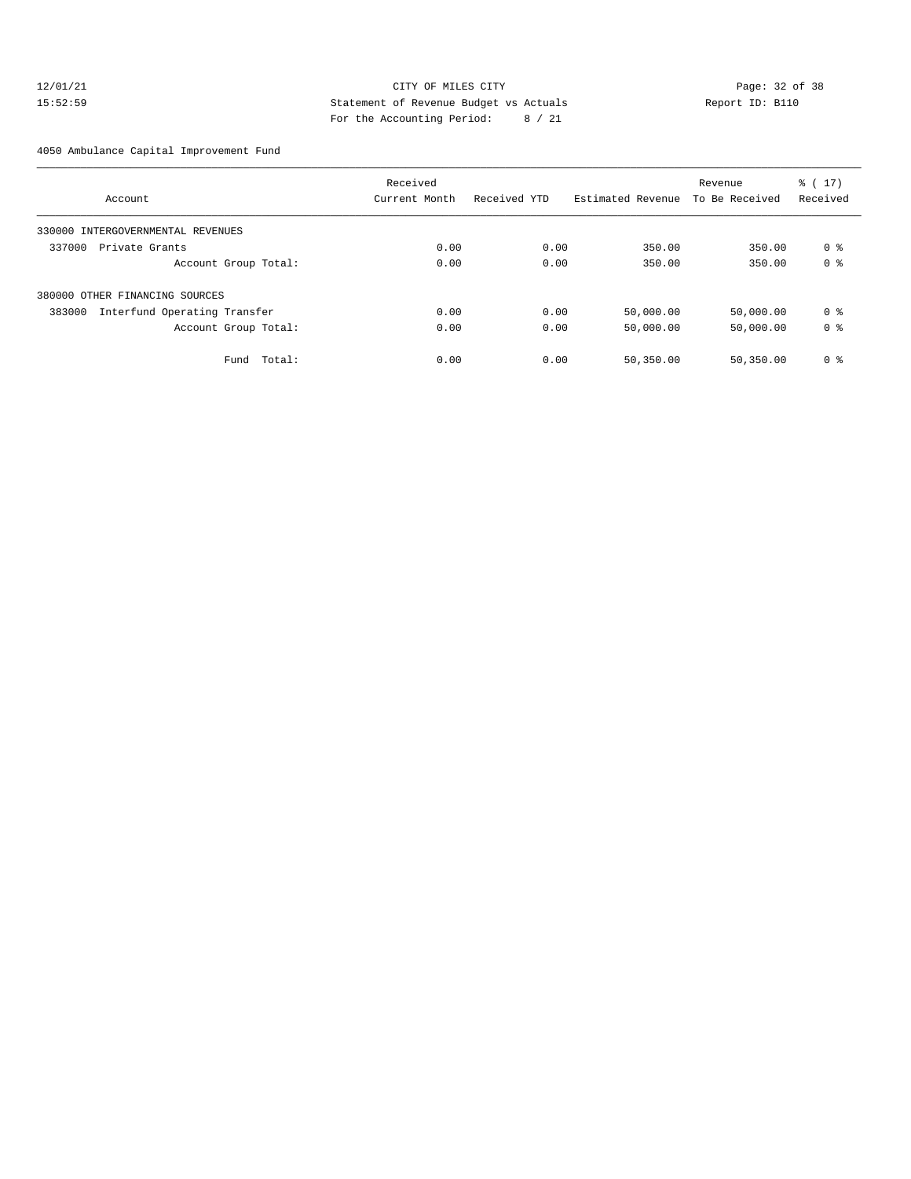CITY OF MILES CITY
Statement of Revenue Budget vs Actuals
For the Accounting Period: 8 / 21

12/01/21
15:52:59

Report ID: B110

4050 Ambulance Capital Improvement Fund

| Account | Received Current Month | Received YTD | Estimated Revenue | Revenue To Be Received | % ( 17) Received |
|---|---|---|---|---|---|
| 330000 INTERGOVERNMENTAL REVENUES | | | | | |
| 337000 Private Grants | 0.00 | 0.00 | 350.00 | 350.00 | 0 % |
| Account Group Total: | 0.00 | 0.00 | 350.00 | 350.00 | 0 % |
| 380000 OTHER FINANCING SOURCES | | | | | |
| 383000 Interfund Operating Transfer | 0.00 | 0.00 | 50,000.00 | 50,000.00 | 0 % |
| Account Group Total: | 0.00 | 0.00 | 50,000.00 | 50,000.00 | 0 % |
| Fund Total: | 0.00 | 0.00 | 50,350.00 | 50,350.00 | 0 % |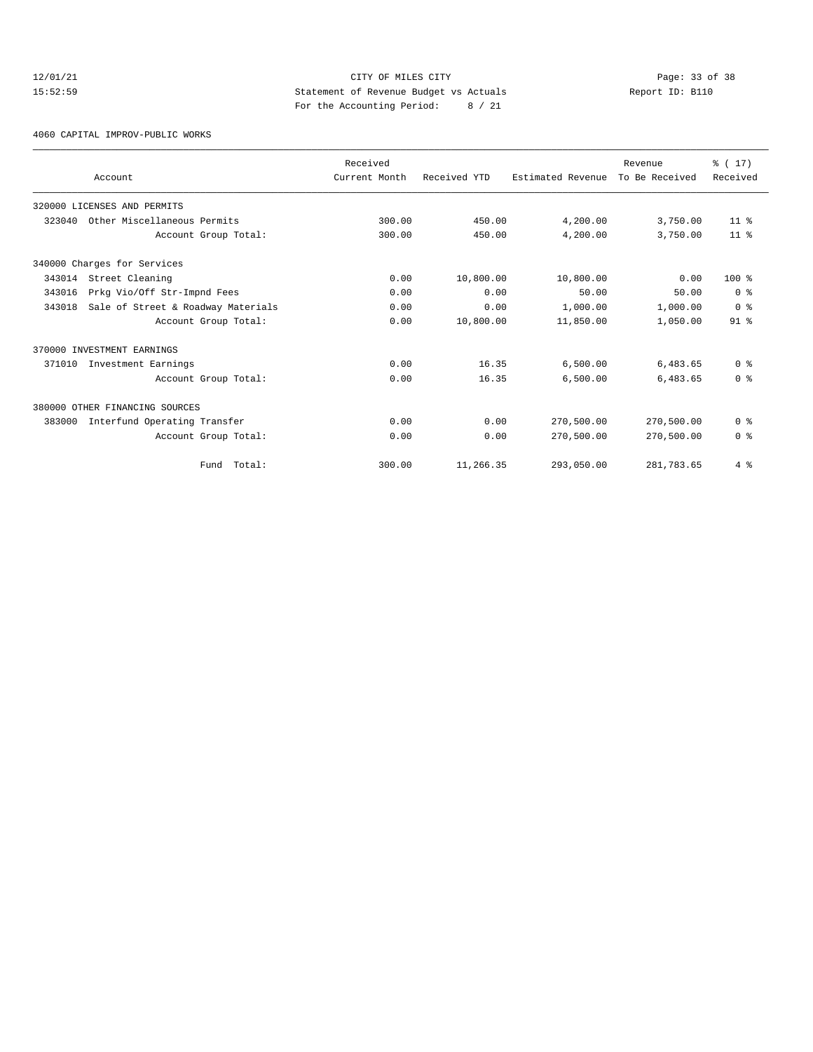12/01/21 CITY OF MILES CITY
15:52:59 Statement of Revenue Budget vs Actuals Report ID: B110
For the Accounting Period: 8 / 21

4060 CAPITAL IMPROV-PUBLIC WORKS

| Account | Received Current Month | Received YTD | Estimated Revenue | Revenue To Be Received | % ( 17) Received |
|---|---|---|---|---|---|
| 320000 LICENSES AND PERMITS | | | | | |
| 323040 Other Miscellaneous Permits | 300.00 | 450.00 | 4,200.00 | 3,750.00 | 11 % |
| Account Group Total: | 300.00 | 450.00 | 4,200.00 | 3,750.00 | 11 % |
| 340000 Charges for Services | | | | | |
| 343014 Street Cleaning | 0.00 | 10,800.00 | 10,800.00 | 0.00 | 100 % |
| 343016 Prkg Vio/Off Str-Impnd Fees | 0.00 | 0.00 | 50.00 | 50.00 | 0 % |
| 343018 Sale of Street & Roadway Materials | 0.00 | 0.00 | 1,000.00 | 1,000.00 | 0 % |
| Account Group Total: | 0.00 | 10,800.00 | 11,850.00 | 1,050.00 | 91 % |
| 370000 INVESTMENT EARNINGS | | | | | |
| 371010 Investment Earnings | 0.00 | 16.35 | 6,500.00 | 6,483.65 | 0 % |
| Account Group Total: | 0.00 | 16.35 | 6,500.00 | 6,483.65 | 0 % |
| 380000 OTHER FINANCING SOURCES | | | | | |
| 383000 Interfund Operating Transfer | 0.00 | 0.00 | 270,500.00 | 270,500.00 | 0 % |
| Account Group Total: | 0.00 | 0.00 | 270,500.00 | 270,500.00 | 0 % |
| Fund Total: | 300.00 | 11,266.35 | 293,050.00 | 281,783.65 | 4 % |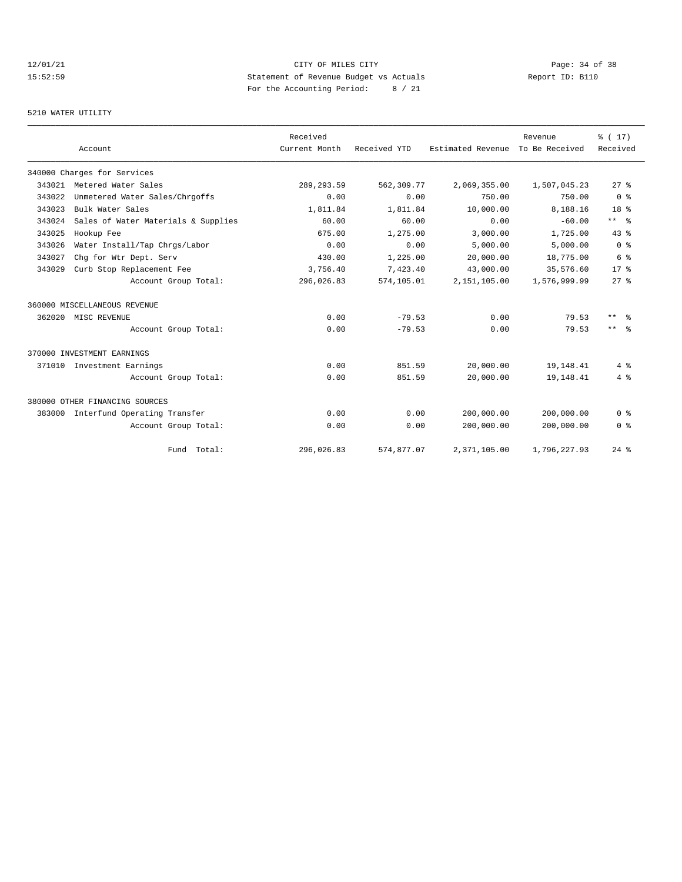CITY OF MILES CITY
Statement of Revenue Budget vs Actuals
For the Accounting Period: 8 / 21

12/01/21
15:52:59

Report ID: B110

5210 WATER UTILITY

| Account | | Received Current Month | Received YTD | Estimated Revenue | Revenue To Be Received | % ( 17) Received |
|---|---|---|---|---|---|---|
| 340000 Charges for Services | | | | | | |
| 343021 | Metered Water Sales | 289,293.59 | 562,309.77 | 2,069,355.00 | 1,507,045.23 | 27 % |
| 343022 | Unmetered Water Sales/Chrgoffs | 0.00 | 0.00 | 750.00 | 750.00 | 0 % |
| 343023 | Bulk Water Sales | 1,811.84 | 1,811.84 | 10,000.00 | 8,188.16 | 18 % |
| 343024 | Sales of Water Materials & Supplies | 60.00 | 60.00 | 0.00 | -60.00 | ** % |
| 343025 | Hookup Fee | 675.00 | 1,275.00 | 3,000.00 | 1,725.00 | 43 % |
| 343026 | Water Install/Tap Chrgs/Labor | 0.00 | 0.00 | 5,000.00 | 5,000.00 | 0 % |
| 343027 | Chg for Wtr Dept. Serv | 430.00 | 1,225.00 | 20,000.00 | 18,775.00 | 6 % |
| 343029 | Curb Stop Replacement Fee | 3,756.40 | 7,423.40 | 43,000.00 | 35,576.60 | 17 % |
| | Account Group Total: | 296,026.83 | 574,105.01 | 2,151,105.00 | 1,576,999.99 | 27 % |
| 360000 MISCELLANEOUS REVENUE | | | | | | |
| 362020 | MISC REVENUE | 0.00 | -79.53 | 0.00 | 79.53 | ** % |
| | Account Group Total: | 0.00 | -79.53 | 0.00 | 79.53 | ** % |
| 370000 INVESTMENT EARNINGS | | | | | | |
| 371010 | Investment Earnings | 0.00 | 851.59 | 20,000.00 | 19,148.41 | 4 % |
| | Account Group Total: | 0.00 | 851.59 | 20,000.00 | 19,148.41 | 4 % |
| 380000 OTHER FINANCING SOURCES | | | | | | |
| 383000 | Interfund Operating Transfer | 0.00 | 0.00 | 200,000.00 | 200,000.00 | 0 % |
| | Account Group Total: | 0.00 | 0.00 | 200,000.00 | 200,000.00 | 0 % |
| | Fund Total: | 296,026.83 | 574,877.07 | 2,371,105.00 | 1,796,227.93 | 24 % |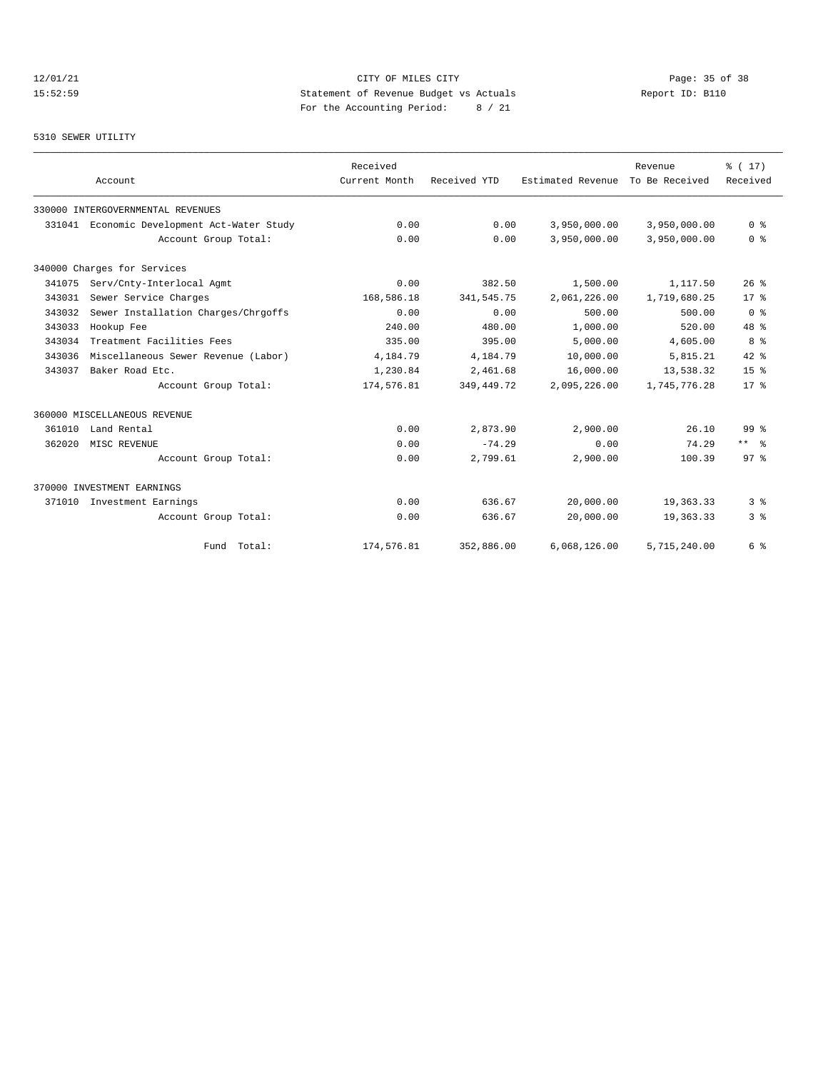CITY OF MILES CITY
Statement of Revenue Budget vs Actuals
For the Accounting Period: 8 / 21

12/01/21
15:52:59

Report ID: B110

5310 SEWER UTILITY

| Account | | Received Current Month | Received YTD | Estimated Revenue | Revenue To Be Received | % ( 17) Received |
|---|---|---|---|---|---|---|
| 330000 INTERGOVERNMENTAL REVENUES | | | | | | |
| 331041 | Economic Development Act-Water Study | 0.00 | 0.00 | 3,950,000.00 | 3,950,000.00 | 0 % |
| | Account Group Total: | 0.00 | 0.00 | 3,950,000.00 | 3,950,000.00 | 0 % |
| 340000 Charges for Services | | | | | | |
| 341075 | Serv/Cnty-Interlocal Agmt | 0.00 | 382.50 | 1,500.00 | 1,117.50 | 26 % |
| 343031 | Sewer Service Charges | 168,586.18 | 341,545.75 | 2,061,226.00 | 1,719,680.25 | 17 % |
| 343032 | Sewer Installation Charges/Chrgoffs | 0.00 | 0.00 | 500.00 | 500.00 | 0 % |
| 343033 | Hookup Fee | 240.00 | 480.00 | 1,000.00 | 520.00 | 48 % |
| 343034 | Treatment Facilities Fees | 335.00 | 395.00 | 5,000.00 | 4,605.00 | 8 % |
| 343036 | Miscellaneous Sewer Revenue (Labor) | 4,184.79 | 4,184.79 | 10,000.00 | 5,815.21 | 42 % |
| 343037 | Baker Road Etc. | 1,230.84 | 2,461.68 | 16,000.00 | 13,538.32 | 15 % |
| | Account Group Total: | 174,576.81 | 349,449.72 | 2,095,226.00 | 1,745,776.28 | 17 % |
| 360000 MISCELLANEOUS REVENUE | | | | | | |
| 361010 | Land Rental | 0.00 | 2,873.90 | 2,900.00 | 26.10 | 99 % |
| 362020 | MISC REVENUE | 0.00 | -74.29 | 0.00 | 74.29 | ** % |
| | Account Group Total: | 0.00 | 2,799.61 | 2,900.00 | 100.39 | 97 % |
| 370000 INVESTMENT EARNINGS | | | | | | |
| 371010 | Investment Earnings | 0.00 | 636.67 | 20,000.00 | 19,363.33 | 3 % |
| | Account Group Total: | 0.00 | 636.67 | 20,000.00 | 19,363.33 | 3 % |
| | Fund Total: | 174,576.81 | 352,886.00 | 6,068,126.00 | 5,715,240.00 | 6 % |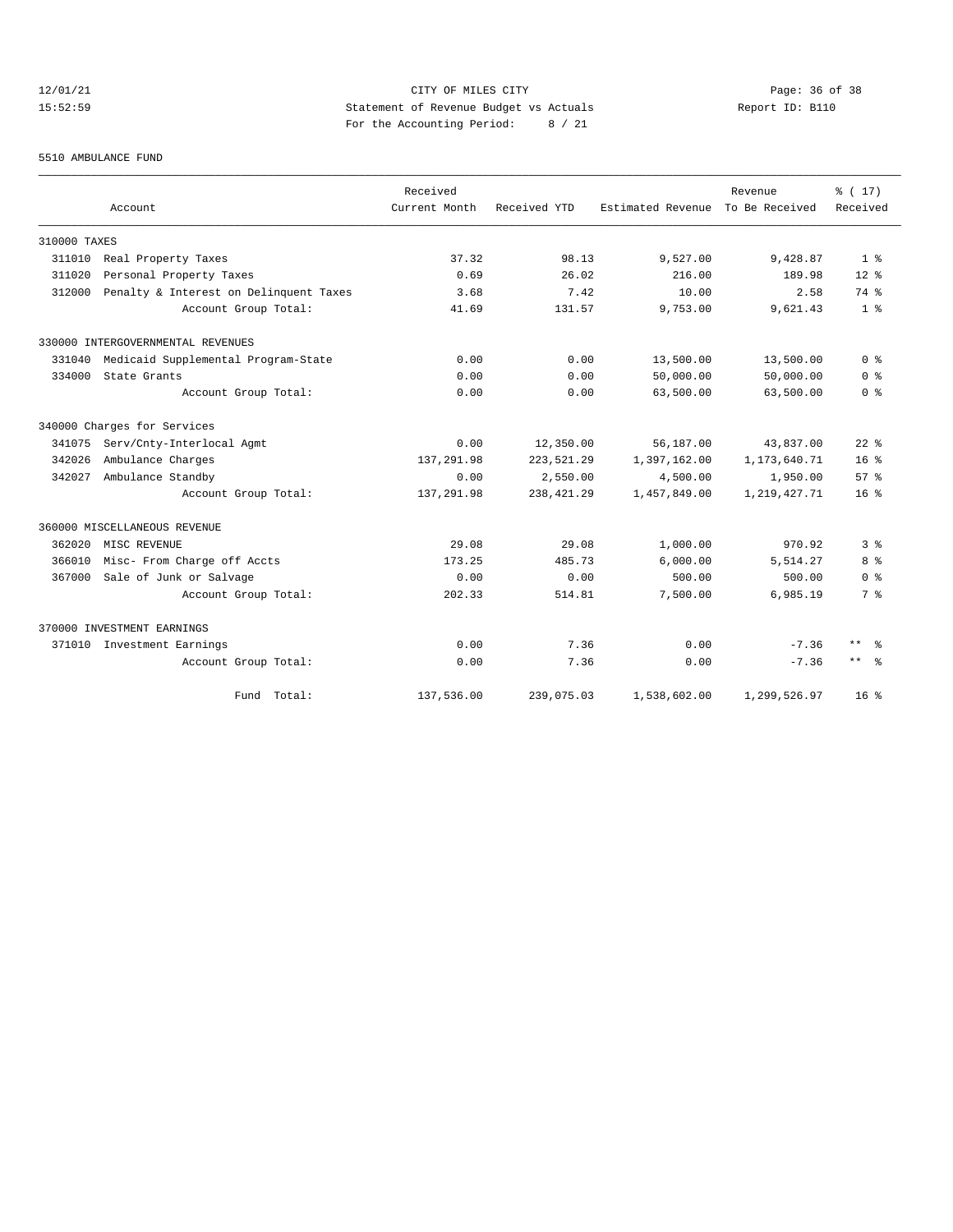CITY OF MILES CITY
Statement of Revenue Budget vs Actuals
For the Accounting Period: 8 / 21

5510 AMBULANCE FUND

| Account | | Received Current Month | Received YTD | Estimated Revenue | Revenue To Be Received | % ( 17) Received |
|---|---|---|---|---|---|---|
| 310000 TAXES | | | | | | |
| 311010 | Real Property Taxes | 37.32 | 98.13 | 9,527.00 | 9,428.87 | 1 % |
| 311020 | Personal Property Taxes | 0.69 | 26.02 | 216.00 | 189.98 | 12 % |
| 312000 | Penalty & Interest on Delinquent Taxes | 3.68 | 7.42 | 10.00 | 2.58 | 74 % |
| | Account Group Total: | 41.69 | 131.57 | 9,753.00 | 9,621.43 | 1 % |
| 330000 INTERGOVERNMENTAL REVENUES | | | | | | |
| 331040 | Medicaid Supplemental Program-State | 0.00 | 0.00 | 13,500.00 | 13,500.00 | 0 % |
| 334000 | State Grants | 0.00 | 0.00 | 50,000.00 | 50,000.00 | 0 % |
| | Account Group Total: | 0.00 | 0.00 | 63,500.00 | 63,500.00 | 0 % |
| 340000 Charges for Services | | | | | | |
| 341075 | Serv/Cnty-Interlocal Agmt | 0.00 | 12,350.00 | 56,187.00 | 43,837.00 | 22 % |
| 342026 | Ambulance Charges | 137,291.98 | 223,521.29 | 1,397,162.00 | 1,173,640.71 | 16 % |
| 342027 | Ambulance Standby | 0.00 | 2,550.00 | 4,500.00 | 1,950.00 | 57 % |
| | Account Group Total: | 137,291.98 | 238,421.29 | 1,457,849.00 | 1,219,427.71 | 16 % |
| 360000 MISCELLANEOUS REVENUE | | | | | | |
| 362020 | MISC REVENUE | 29.08 | 29.08 | 1,000.00 | 970.92 | 3 % |
| 366010 | Misc- From Charge off Accts | 173.25 | 485.73 | 6,000.00 | 5,514.27 | 8 % |
| 367000 | Sale of Junk or Salvage | 0.00 | 0.00 | 500.00 | 500.00 | 0 % |
| | Account Group Total: | 202.33 | 514.81 | 7,500.00 | 6,985.19 | 7 % |
| 370000 INVESTMENT EARNINGS | | | | | | |
| 371010 | Investment Earnings | 0.00 | 7.36 | 0.00 | -7.36 | ** % |
| | Account Group Total: | 0.00 | 7.36 | 0.00 | -7.36 | ** % |
| | Fund Total: | 137,536.00 | 239,075.03 | 1,538,602.00 | 1,299,526.97 | 16 % |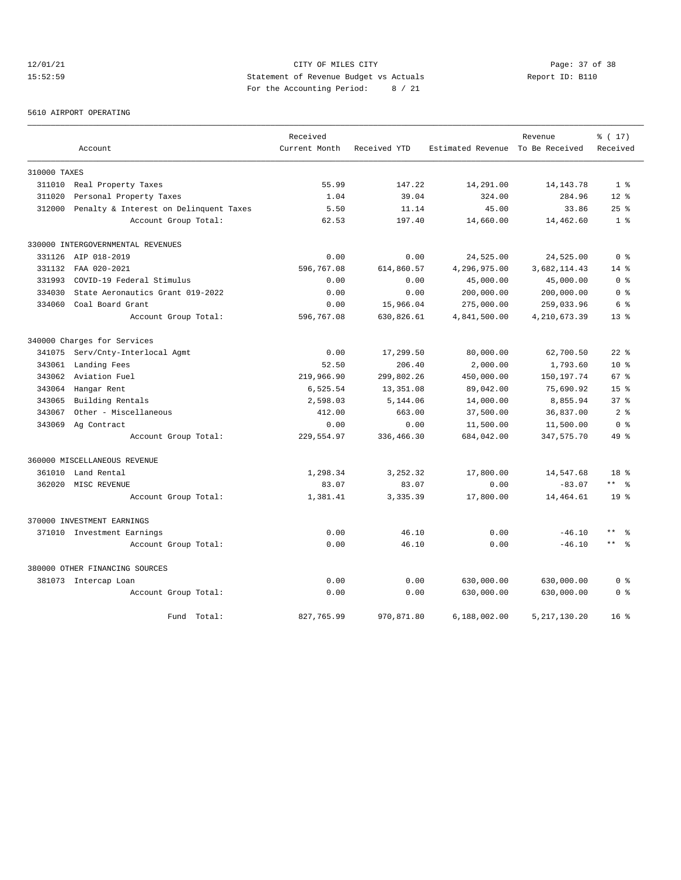CITY OF MILES CITY
Statement of Revenue Budget vs Actuals
For the Accounting Period: 8 / 21

12/01/21
15:52:59

Report ID: B110

5610 AIRPORT OPERATING

| Account | | Received Current Month | Received YTD | Estimated Revenue | Revenue To Be Received | % ( 17) Received |
|---|---|---|---|---|---|---|
| 310000 TAXES | | | | | | |
| 311010 | Real Property Taxes | 55.99 | 147.22 | 14,291.00 | 14,143.78 | 1 % |
| 311020 | Personal Property Taxes | 1.04 | 39.04 | 324.00 | 284.96 | 12 % |
| 312000 | Penalty & Interest on Delinquent Taxes | 5.50 | 11.14 | 45.00 | 33.86 | 25 % |
| | Account Group Total: | 62.53 | 197.40 | 14,660.00 | 14,462.60 | 1 % |
| 330000 INTERGOVERNMENTAL REVENUES | | | | | | |
| 331126 | AIP 018-2019 | 0.00 | 0.00 | 24,525.00 | 24,525.00 | 0 % |
| 331132 | FAA 020-2021 | 596,767.08 | 614,860.57 | 4,296,975.00 | 3,682,114.43 | 14 % |
| 331993 | COVID-19 Federal Stimulus | 0.00 | 0.00 | 45,000.00 | 45,000.00 | 0 % |
| 334030 | State Aeronautics Grant 019-2022 | 0.00 | 0.00 | 200,000.00 | 200,000.00 | 0 % |
| 334060 | Coal Board Grant | 0.00 | 15,966.04 | 275,000.00 | 259,033.96 | 6 % |
| | Account Group Total: | 596,767.08 | 630,826.61 | 4,841,500.00 | 4,210,673.39 | 13 % |
| 340000 Charges for Services | | | | | | |
| 341075 | Serv/Cnty-Interlocal Agmt | 0.00 | 17,299.50 | 80,000.00 | 62,700.50 | 22 % |
| 343061 | Landing Fees | 52.50 | 206.40 | 2,000.00 | 1,793.60 | 10 % |
| 343062 | Aviation Fuel | 219,966.90 | 299,802.26 | 450,000.00 | 150,197.74 | 67 % |
| 343064 | Hangar Rent | 6,525.54 | 13,351.08 | 89,042.00 | 75,690.92 | 15 % |
| 343065 | Building Rentals | 2,598.03 | 5,144.06 | 14,000.00 | 8,855.94 | 37 % |
| 343067 | Other - Miscellaneous | 412.00 | 663.00 | 37,500.00 | 36,837.00 | 2 % |
| 343069 | Ag Contract | 0.00 | 0.00 | 11,500.00 | 11,500.00 | 0 % |
| | Account Group Total: | 229,554.97 | 336,466.30 | 684,042.00 | 347,575.70 | 49 % |
| 360000 MISCELLANEOUS REVENUE | | | | | | |
| 361010 | Land Rental | 1,298.34 | 3,252.32 | 17,800.00 | 14,547.68 | 18 % |
| 362020 | MISC REVENUE | 83.07 | 83.07 | 0.00 | -83.07 | ** % |
| | Account Group Total: | 1,381.41 | 3,335.39 | 17,800.00 | 14,464.61 | 19 % |
| 370000 INVESTMENT EARNINGS | | | | | | |
| 371010 | Investment Earnings | 0.00 | 46.10 | 0.00 | -46.10 | ** % |
| | Account Group Total: | 0.00 | 46.10 | 0.00 | -46.10 | ** % |
| 380000 OTHER FINANCING SOURCES | | | | | | |
| 381073 | Intercap Loan | 0.00 | 0.00 | 630,000.00 | 630,000.00 | 0 % |
| | Account Group Total: | 0.00 | 0.00 | 630,000.00 | 630,000.00 | 0 % |
| | Fund Total: | 827,765.99 | 970,871.80 | 6,188,002.00 | 5,217,130.20 | 16 % |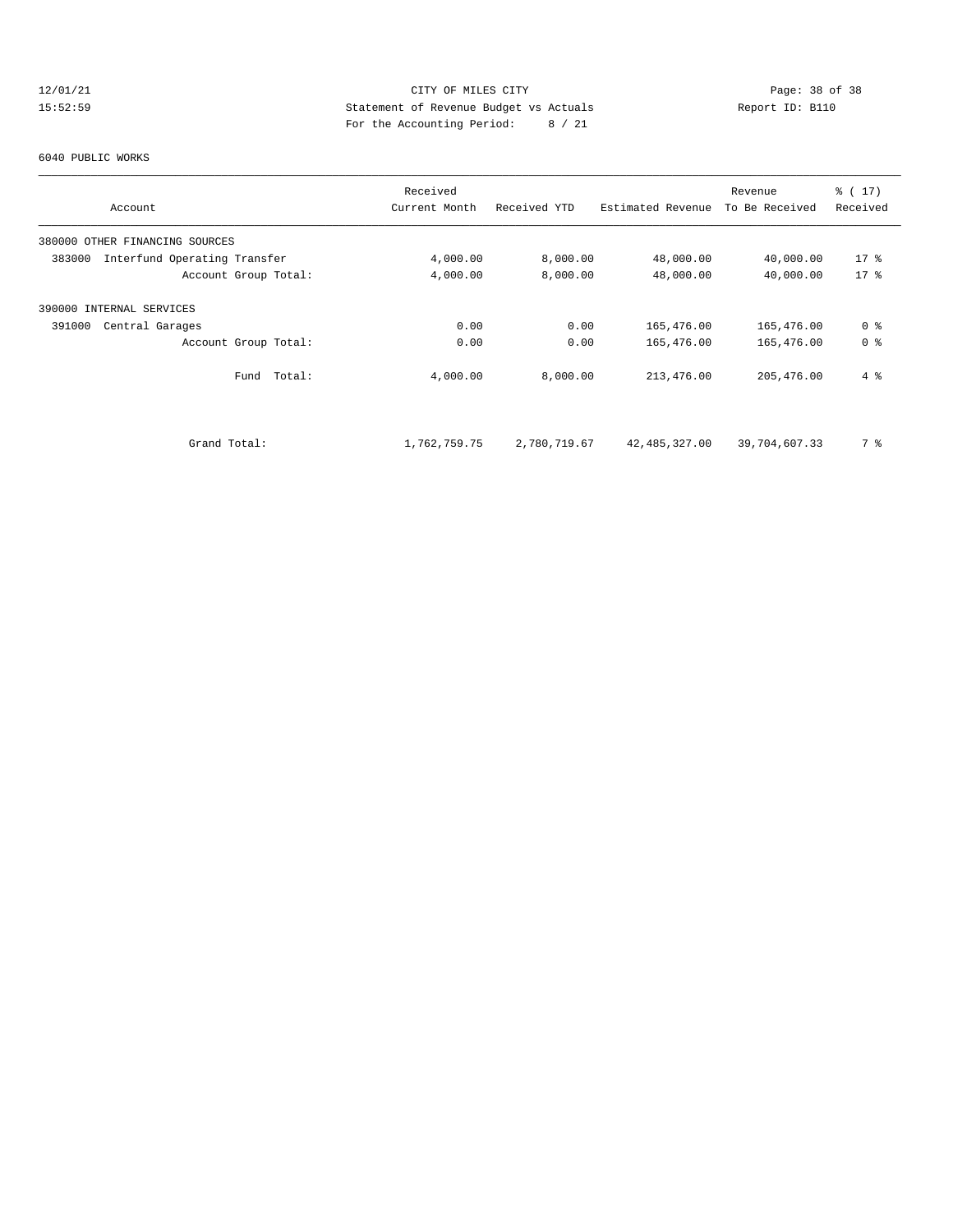CITY OF MILES CITY
Statement of Revenue Budget vs Actuals
For the Accounting Period: 8 / 21

12/01/21
15:52:59

Report ID: B110

6040 PUBLIC WORKS

| Account | Received Current Month | Received YTD | Estimated Revenue | Revenue To Be Received | % ( 17) Received |
|---|---|---|---|---|---|
| 380000 OTHER FINANCING SOURCES | | | | | |
| 383000 Interfund Operating Transfer | 4,000.00 | 8,000.00 | 48,000.00 | 40,000.00 | 17 % |
| Account Group Total: | 4,000.00 | 8,000.00 | 48,000.00 | 40,000.00 | 17 % |
| 390000 INTERNAL SERVICES | | | | | |
| 391000 Central Garages | 0.00 | 0.00 | 165,476.00 | 165,476.00 | 0 % |
| Account Group Total: | 0.00 | 0.00 | 165,476.00 | 165,476.00 | 0 % |
| Fund Total: | 4,000.00 | 8,000.00 | 213,476.00 | 205,476.00 | 4 % |
| Grand Total: | 1,762,759.75 | 2,780,719.67 | 42,485,327.00 | 39,704,607.33 | 7 % |